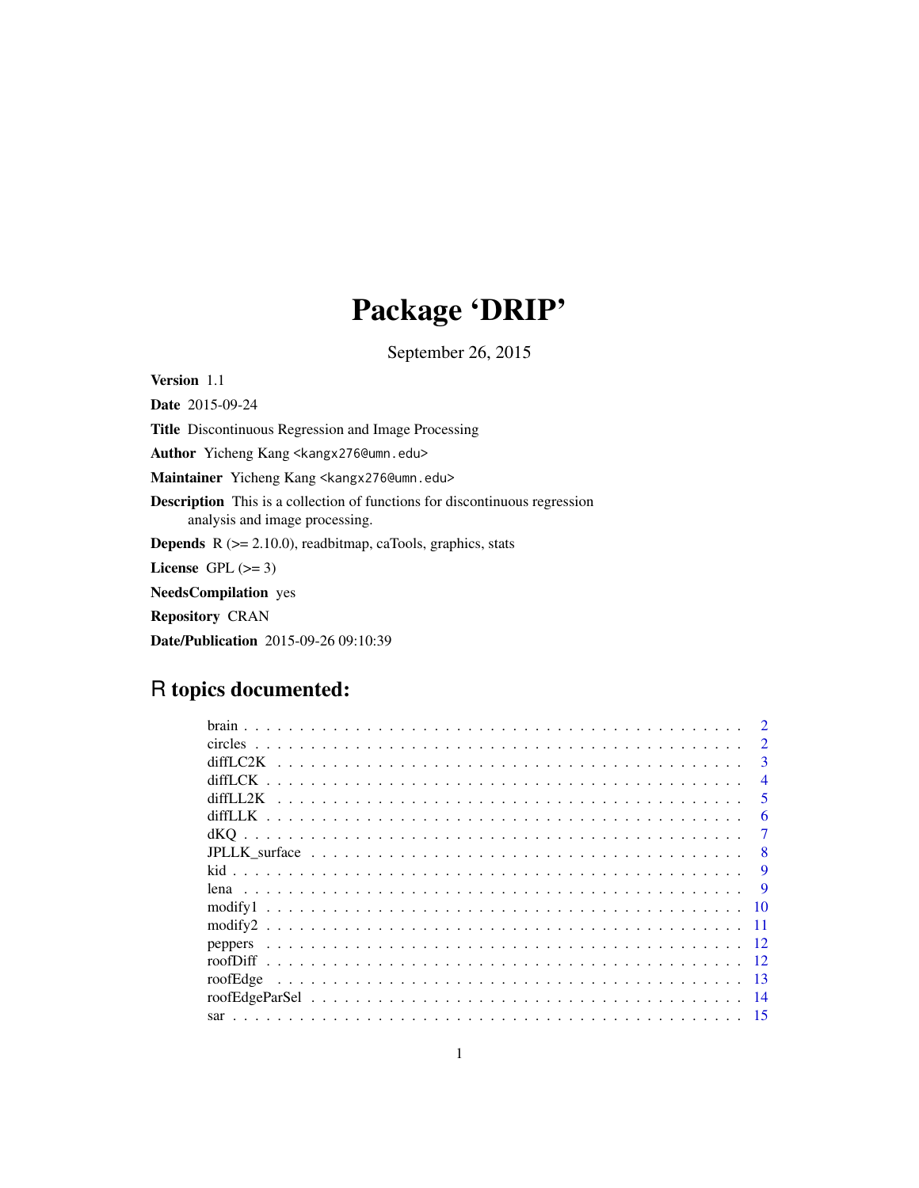# Package 'DRIP'

September 26, 2015

**Version** 1.1

**Date** 2015-09-24

**Title** Discontinuous Regression and Image Processing

**Author** Yicheng Kang <kangx276@umn.edu>

**Maintainer** Yicheng Kang <kangx276@umn.edu>

**Description** This is a collection of functions for discontinuous regression analysis and image processing.

**Depends** R (>= 2.10.0), readbitmap, caTools, graphics, stats

**License** GPL (>= 3)

**NeedsCompilation** yes

**Repository** CRAN

**Date/Publication** 2015-09-26 09:10:39

## R topics documented:

| | |
|---|---|
| brain | 2 |
| circles | 2 |
| diffLC2K | 3 |
| diffLCK | 4 |
| diffLL2K | 5 |
| diffLLK | 6 |
| dKQ | 7 |
| JPLLK_surface | 8 |
| kid | 9 |
| lena | 9 |
| modify1 | 10 |
| modify2 | 11 |
| peppers | 12 |
| roofDiff | 12 |
| roofEdge | 13 |
| roofEdgeParSel | 14 |
| sar | 15 |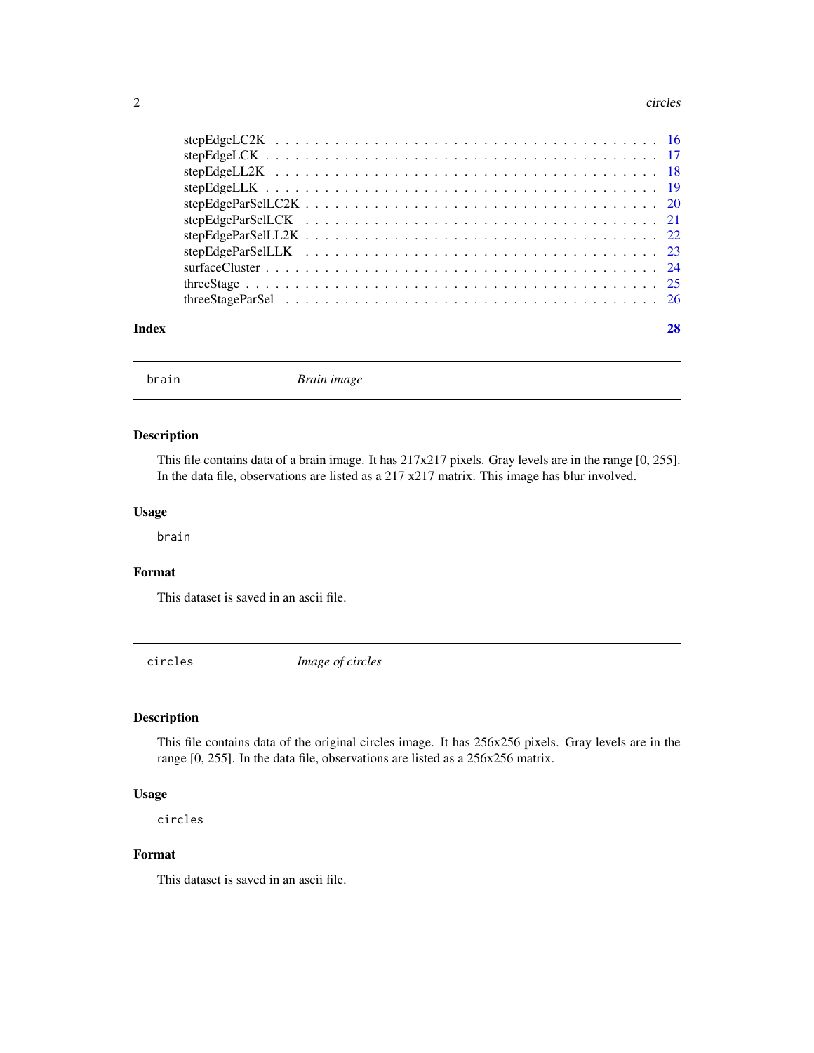stepEdgeLC2K . . . . . . . . . . . . . . . . . . . . . . . . . . . . . . . . . . . . 16
stepEdgeLCK . . . . . . . . . . . . . . . . . . . . . . . . . . . . . . . . . . . . . 17
stepEdgeLL2K . . . . . . . . . . . . . . . . . . . . . . . . . . . . . . . . . . . . 18
stepEdgeLLK . . . . . . . . . . . . . . . . . . . . . . . . . . . . . . . . . . . . . 19
stepEdgeParSelLC2K . . . . . . . . . . . . . . . . . . . . . . . . . . . . . . . . 20
stepEdgeParSelLCK . . . . . . . . . . . . . . . . . . . . . . . . . . . . . . . . . 21
stepEdgeParSelLL2K . . . . . . . . . . . . . . . . . . . . . . . . . . . . . . . . 22
stepEdgeParSelLLK . . . . . . . . . . . . . . . . . . . . . . . . . . . . . . . . . 23
surfaceCluster . . . . . . . . . . . . . . . . . . . . . . . . . . . . . . . . . . . 24
threeStage . . . . . . . . . . . . . . . . . . . . . . . . . . . . . . . . . . . . . . 25
threeStageParSel . . . . . . . . . . . . . . . . . . . . . . . . . . . . . . . . . . 26

**Index** **28**

---

## `brain` *Brain image*

### Description

This file contains data of a brain image. It has 217x217 pixels. Gray levels are in the range [0, 255]. In the data file, observations are listed as a 217 x217 matrix. This image has blur involved.

### Usage

```
brain
```

### Format

This dataset is saved in an ascii file.

---

## `circles` *Image of circles*

### Description

This file contains data of the original circles image. It has 256x256 pixels. Gray levels are in the range [0, 255]. In the data file, observations are listed as a 256x256 matrix.

### Usage

```
circles
```

### Format

This dataset is saved in an ascii file.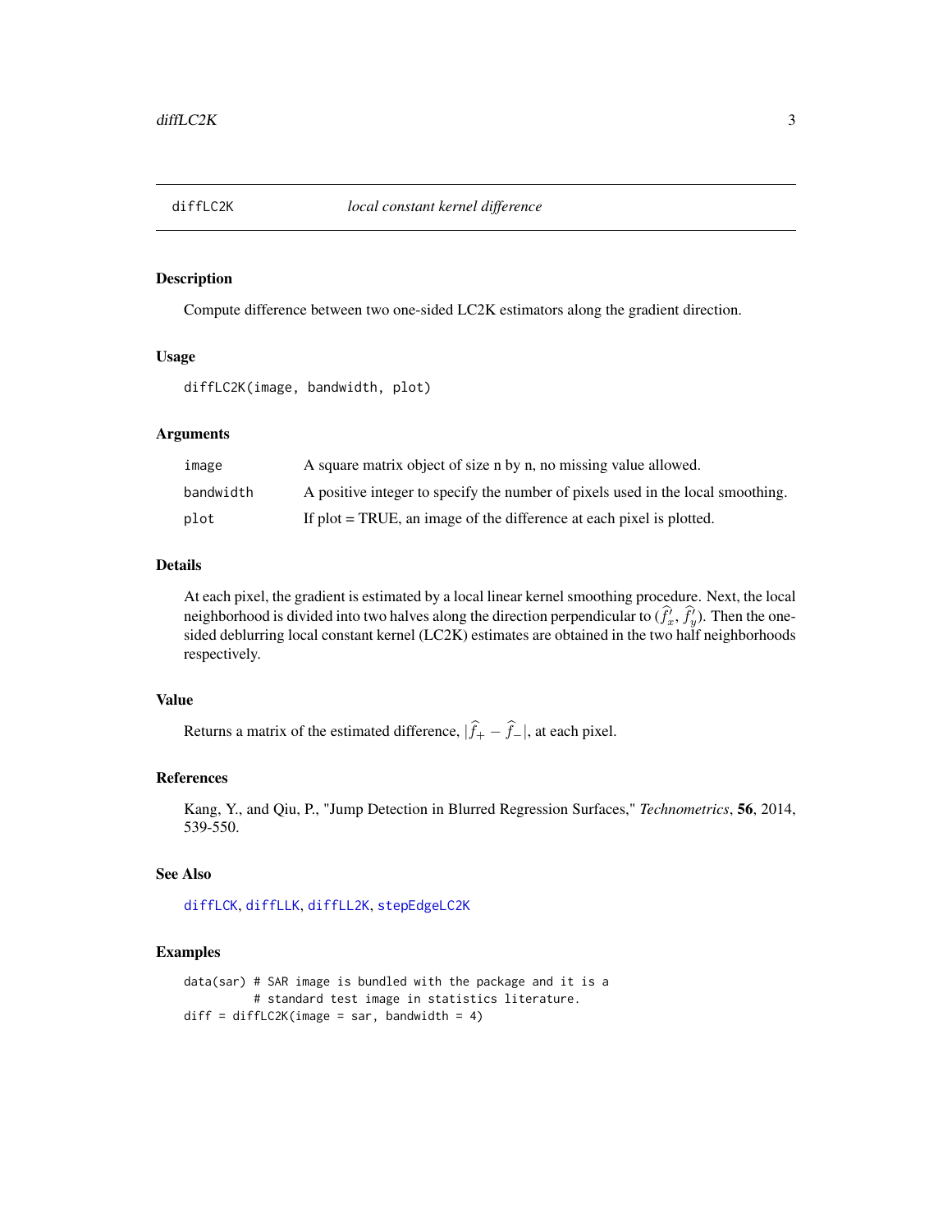## diffLC2K — *local constant kernel difference*

### Description

Compute difference between two one-sided LC2K estimators along the gradient direction.

### Usage

```
diffLC2K(image, bandwidth, plot)
```

### Arguments

| | |
|---|---|
| image | A square matrix object of size n by n, no missing value allowed. |
| bandwidth | A positive integer to specify the number of pixels used in the local smoothing. |
| plot | If plot = TRUE, an image of the difference at each pixel is plotted. |

### Details

At each pixel, the gradient is estimated by a local linear kernel smoothing procedure. Next, the local neighborhood is divided into two halves along the direction perpendicular to $(\widehat{f}'_x, \widehat{f}'_y)$. Then the one-sided deblurring local constant kernel (LC2K) estimates are obtained in the two half neighborhoods respectively.

### Value

Returns a matrix of the estimated difference, $|\widehat{f}_+ - \widehat{f}_-|$, at each pixel.

### References

Kang, Y., and Qiu, P., "Jump Detection in Blurred Regression Surfaces," *Technometrics*, **56**, 2014, 539-550.

### See Also

diffLCK, diffLLK, diffLL2K, stepEdgeLC2K

### Examples

```
data(sar) # SAR image is bundled with the package and it is a
          # standard test image in statistics literature.
diff = diffLC2K(image = sar, bandwidth = 4)
```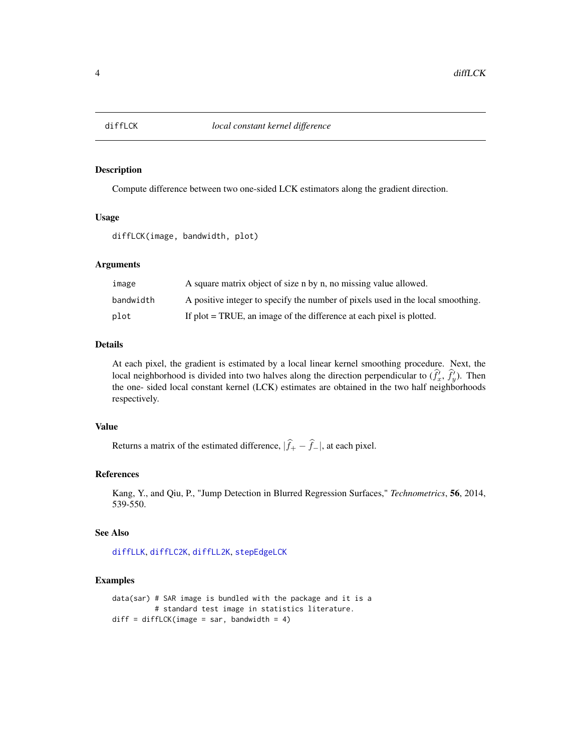## diffLCK *local constant kernel difference*

### Description

Compute difference between two one-sided LCK estimators along the gradient direction.

### Usage

```
diffLCK(image, bandwidth, plot)
```

### Arguments

| | |
|---|---|
| `image` | A square matrix object of size n by n, no missing value allowed. |
| `bandwidth` | A positive integer to specify the number of pixels used in the local smoothing. |
| `plot` | If plot = TRUE, an image of the difference at each pixel is plotted. |

### Details

At each pixel, the gradient is estimated by a local linear kernel smoothing procedure. Next, the local neighborhood is divided into two halves along the direction perpendicular to $(\widehat{f}'_x, \widehat{f}'_y)$. Then the one- sided local constant kernel (LCK) estimates are obtained in the two half neighborhoods respectively.

### Value

Returns a matrix of the estimated difference, $|\widehat{f}_+ - \widehat{f}_-|$, at each pixel.

### References

Kang, Y., and Qiu, P., "Jump Detection in Blurred Regression Surfaces," *Technometrics*, **56**, 2014, 539-550.

### See Also

`diffLLK`, `diffLC2K`, `diffLL2K`, `stepEdgeLCK`

### Examples

```
data(sar) # SAR image is bundled with the package and it is a
          # standard test image in statistics literature.
diff = diffLCK(image = sar, bandwidth = 4)
```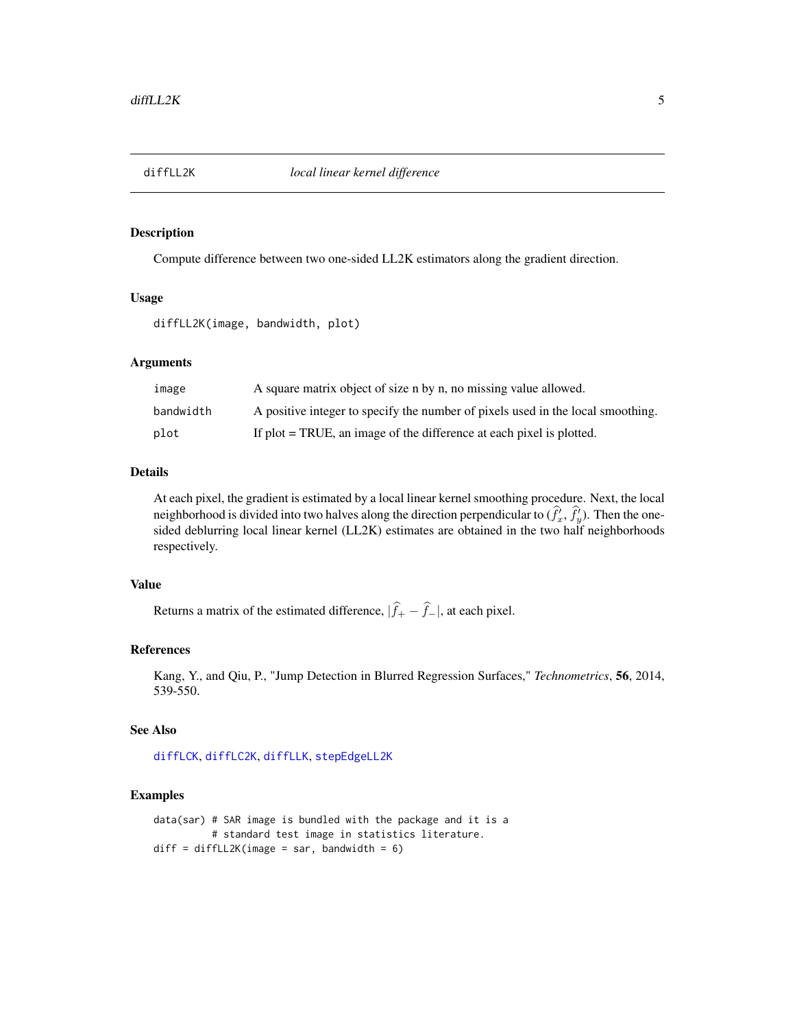# diffLL2K *local linear kernel difference*

## Description

Compute difference between two one-sided LL2K estimators along the gradient direction.

## Usage

```
diffLL2K(image, bandwidth, plot)
```

## Arguments

| | |
|---|---|
| image | A square matrix object of size n by n, no missing value allowed. |
| bandwidth | A positive integer to specify the number of pixels used in the local smoothing. |
| plot | If plot = TRUE, an image of the difference at each pixel is plotted. |

## Details

At each pixel, the gradient is estimated by a local linear kernel smoothing procedure. Next, the local neighborhood is divided into two halves along the direction perpendicular to $(\widehat{f}'_x, \widehat{f}'_y)$. Then the one-sided deblurring local linear kernel (LL2K) estimates are obtained in the two half neighborhoods respectively.

## Value

Returns a matrix of the estimated difference, $|\widehat{f}_+ - \widehat{f}_-|$, at each pixel.

## References

Kang, Y., and Qiu, P., "Jump Detection in Blurred Regression Surfaces," *Technometrics*, **56**, 2014, 539-550.

## See Also

diffLCK, diffLC2K, diffLLK, stepEdgeLL2K

## Examples

```
data(sar) # SAR image is bundled with the package and it is a
          # standard test image in statistics literature.
diff = diffLL2K(image = sar, bandwidth = 6)
```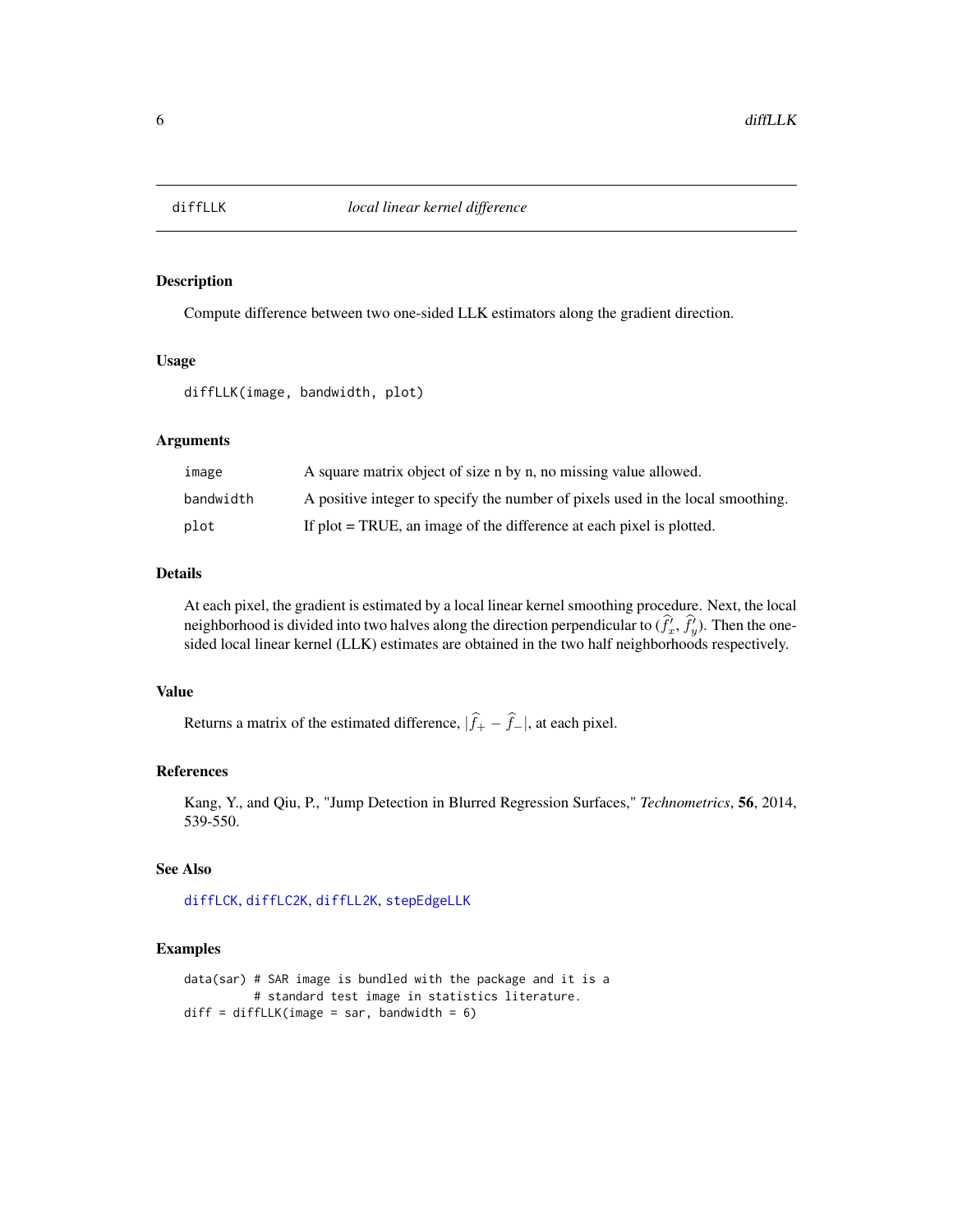# diffLLK — *local linear kernel difference*

## Description

Compute difference between two one-sided LLK estimators along the gradient direction.

## Usage

```
diffLLK(image, bandwidth, plot)
```

## Arguments

| | |
|---|---|
| `image` | A square matrix object of size n by n, no missing value allowed. |
| `bandwidth` | A positive integer to specify the number of pixels used in the local smoothing. |
| `plot` | If plot = TRUE, an image of the difference at each pixel is plotted. |

## Details

At each pixel, the gradient is estimated by a local linear kernel smoothing procedure. Next, the local neighborhood is divided into two halves along the direction perpendicular to $(\widehat{f}'_x, \widehat{f}'_y)$. Then the one-sided local linear kernel (LLK) estimates are obtained in the two half neighborhoods respectively.

## Value

Returns a matrix of the estimated difference, $|\widehat{f}_+ - \widehat{f}_-|$, at each pixel.

## References

Kang, Y., and Qiu, P., "Jump Detection in Blurred Regression Surfaces," *Technometrics*, **56**, 2014, 539-550.

## See Also

diffLCK, diffLC2K, diffLL2K, stepEdgeLLK

## Examples

```
data(sar) # SAR image is bundled with the package and it is a
          # standard test image in statistics literature.
diff = diffLLK(image = sar, bandwidth = 6)
```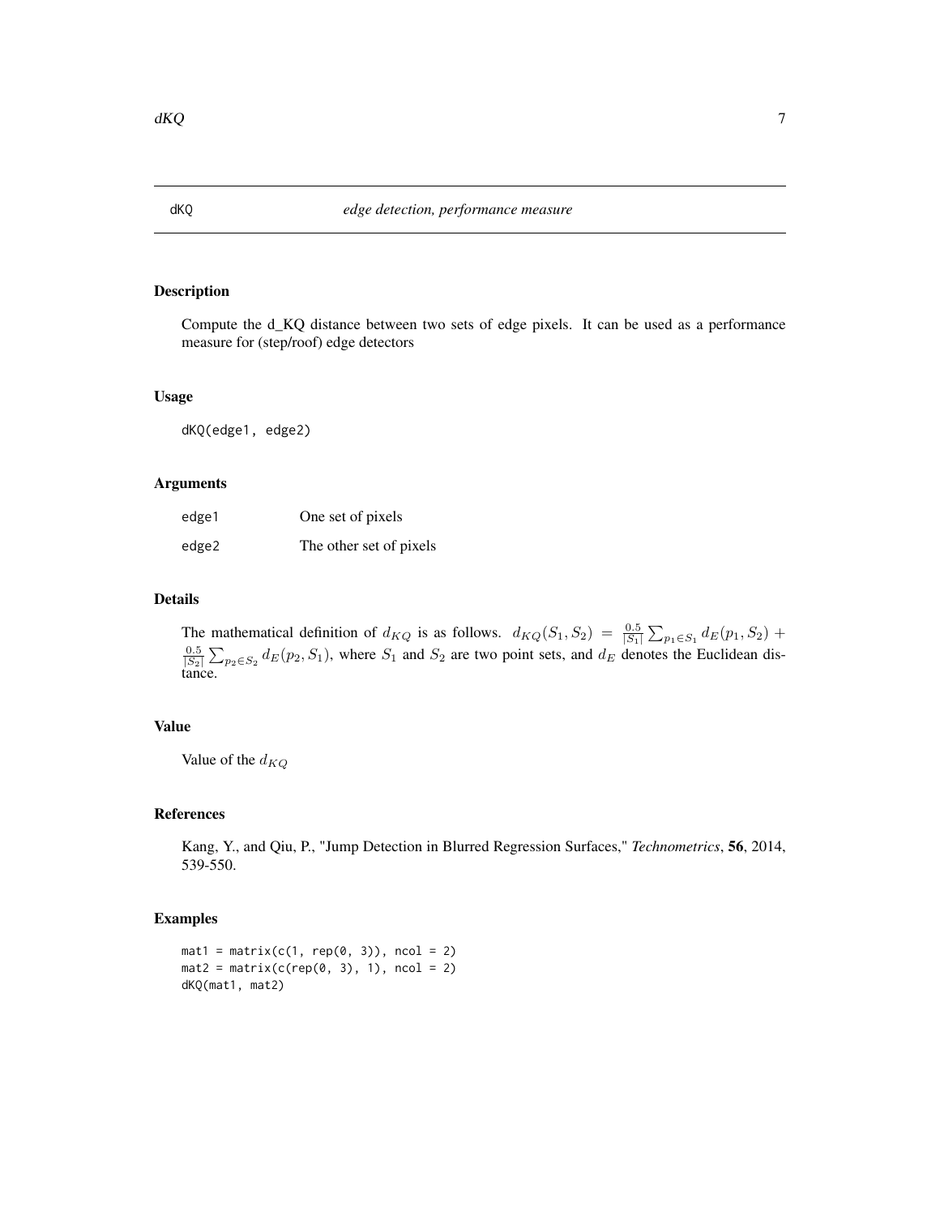# dKQ — *edge detection, performance measure*

## Description

Compute the d_KQ distance between two sets of edge pixels. It can be used as a performance measure for (step/roof) edge detectors

## Usage

```
dKQ(edge1, edge2)
```

## Arguments

| | |
|---|---|
| edge1 | One set of pixels |
| edge2 | The other set of pixels |

## Details

The mathematical definition of $d_{KQ}$ is as follows. $d_{KQ}(S_1, S_2) = \frac{0.5}{|S_1|} \sum_{p_1 \in S_1} d_E(p_1, S_2) + \frac{0.5}{|S_2|} \sum_{p_2 \in S_2} d_E(p_2, S_1)$, where $S_1$ and $S_2$ are two point sets, and $d_E$ denotes the Euclidean distance.

## Value

Value of the $d_{KQ}$

## References

Kang, Y., and Qiu, P., "Jump Detection in Blurred Regression Surfaces," *Technometrics*, **56**, 2014, 539-550.

## Examples

```
mat1 = matrix(c(1, rep(0, 3)), ncol = 2)
mat2 = matrix(c(rep(0, 3), 1), ncol = 2)
dKQ(mat1, mat2)
```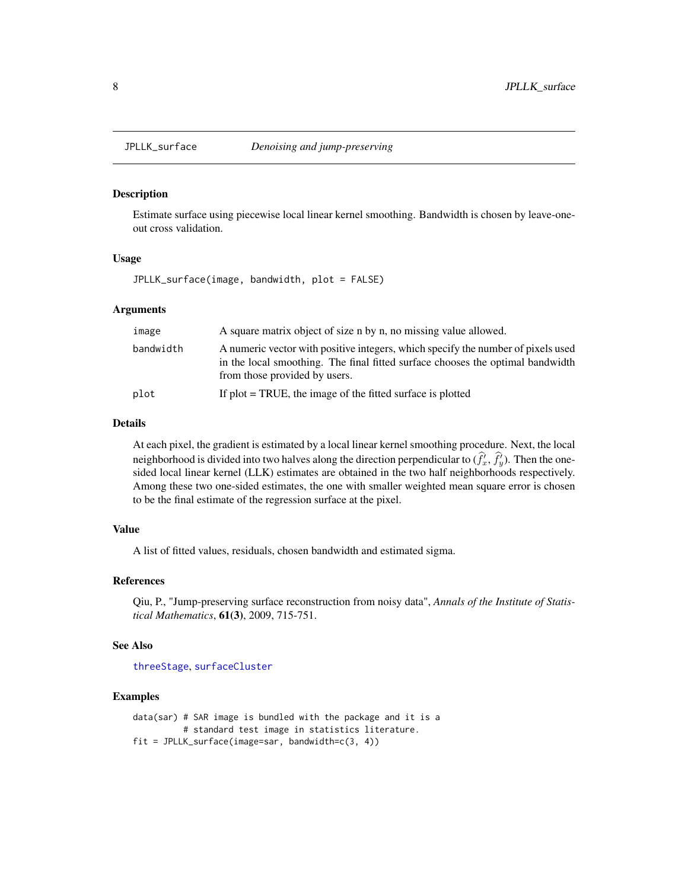# JPLLK_surface *Denoising and jump-preserving*

## Description

Estimate surface using piecewise local linear kernel smoothing. Bandwidth is chosen by leave-one-out cross validation.

## Usage

```
JPLLK_surface(image, bandwidth, plot = FALSE)
```

## Arguments

| | |
|---|---|
| image | A square matrix object of size n by n, no missing value allowed. |
| bandwidth | A numeric vector with positive integers, which specify the number of pixels used in the local smoothing. The final fitted surface chooses the optimal bandwidth from those provided by users. |
| plot | If plot = TRUE, the image of the fitted surface is plotted |

## Details

At each pixel, the gradient is estimated by a local linear kernel smoothing procedure. Next, the local neighborhood is divided into two halves along the direction perpendicular to $(\widehat{f}'_x, \widehat{f}'_y)$. Then the one-sided local linear kernel (LLK) estimates are obtained in the two half neighborhoods respectively. Among these two one-sided estimates, the one with smaller weighted mean square error is chosen to be the final estimate of the regression surface at the pixel.

## Value

A list of fitted values, residuals, chosen bandwidth and estimated sigma.

## References

Qiu, P., "Jump-preserving surface reconstruction from noisy data", *Annals of the Institute of Statistical Mathematics*, **61(3)**, 2009, 715-751.

## See Also

threeStage, surfaceCluster

## Examples

```
data(sar) # SAR image is bundled with the package and it is a
          # standard test image in statistics literature.
fit = JPLLK_surface(image=sar, bandwidth=c(3, 4))
```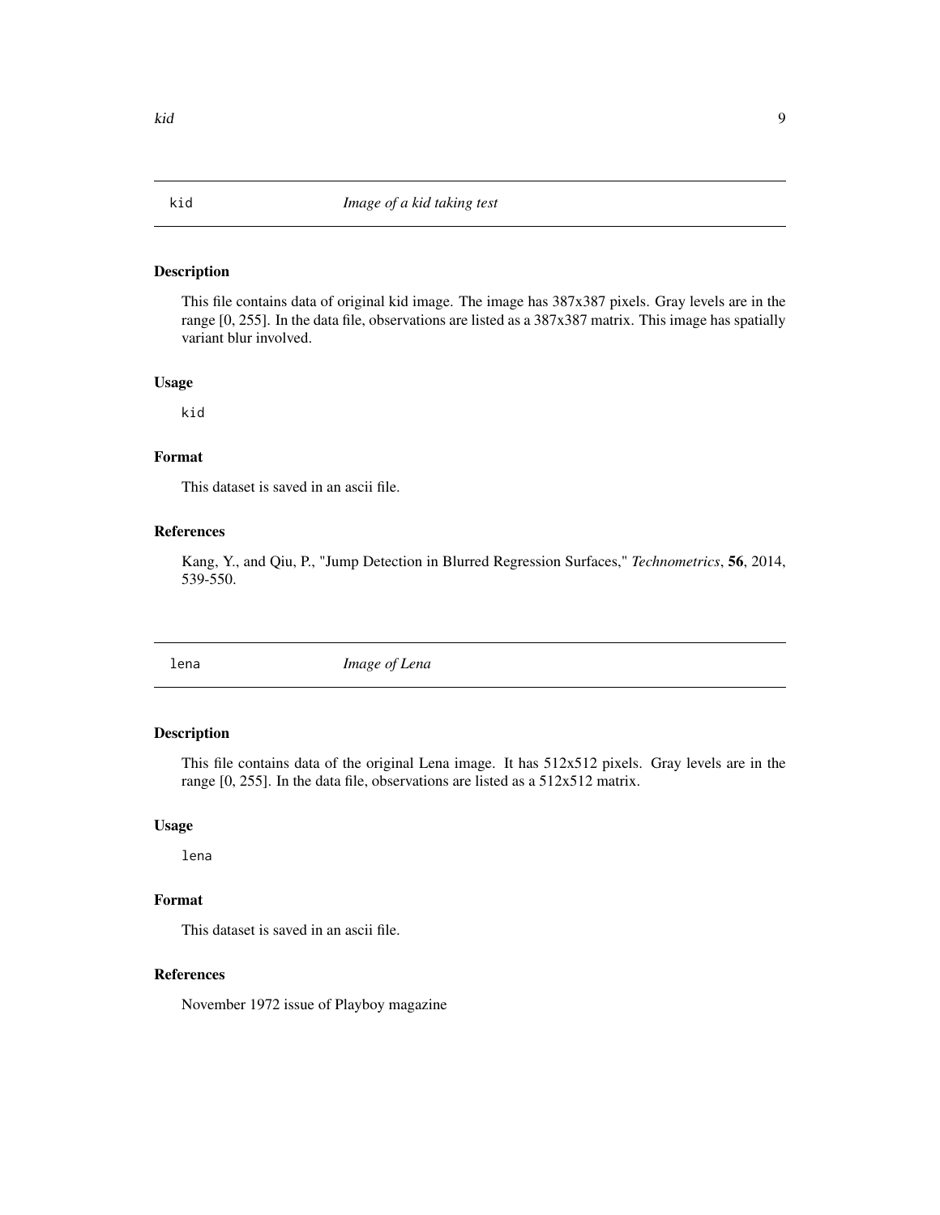## kid — *Image of a kid taking test*

### Description

This file contains data of original kid image. The image has 387x387 pixels. Gray levels are in the range [0, 255]. In the data file, observations are listed as a 387x387 matrix. This image has spatially variant blur involved.

### Usage

```
kid
```

### Format

This dataset is saved in an ascii file.

### References

Kang, Y., and Qiu, P., "Jump Detection in Blurred Regression Surfaces," *Technometrics*, **56**, 2014, 539-550.

## lena — *Image of Lena*

### Description

This file contains data of the original Lena image. It has 512x512 pixels. Gray levels are in the range [0, 255]. In the data file, observations are listed as a 512x512 matrix.

### Usage

```
lena
```

### Format

This dataset is saved in an ascii file.

### References

November 1972 issue of Playboy magazine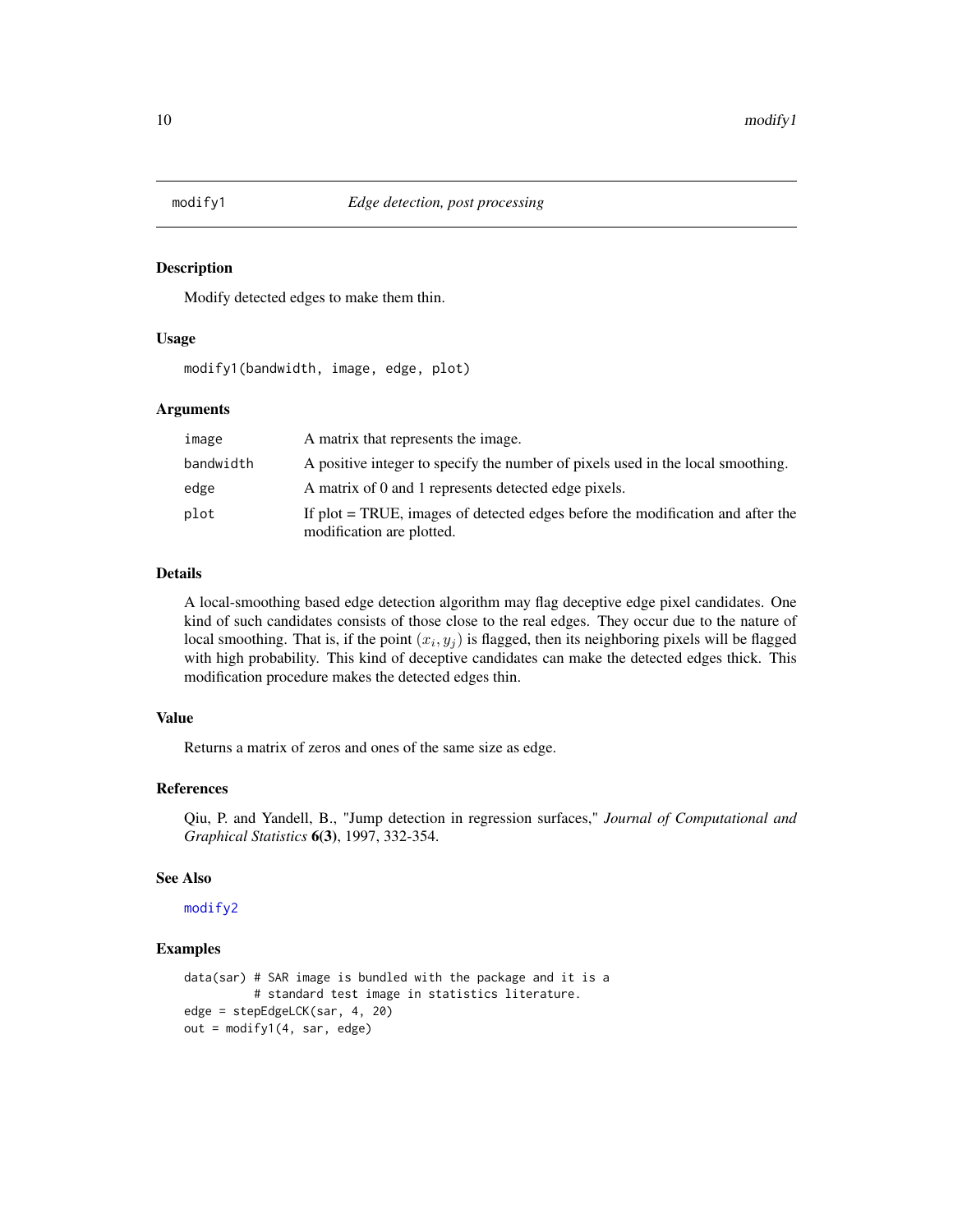# modify1 — *Edge detection, post processing*

## Description

Modify detected edges to make them thin.

## Usage

```
modify1(bandwidth, image, edge, plot)
```

## Arguments

| | |
|---|---|
| image | A matrix that represents the image. |
| bandwidth | A positive integer to specify the number of pixels used in the local smoothing. |
| edge | A matrix of 0 and 1 represents detected edge pixels. |
| plot | If plot = TRUE, images of detected edges before the modification and after the modification are plotted. |

## Details

A local-smoothing based edge detection algorithm may flag deceptive edge pixel candidates. One kind of such candidates consists of those close to the real edges. They occur due to the nature of local smoothing. That is, if the point $(x_i, y_j)$ is flagged, then its neighboring pixels will be flagged with high probability. This kind of deceptive candidates can make the detected edges thick. This modification procedure makes the detected edges thin.

## Value

Returns a matrix of zeros and ones of the same size as edge.

## References

Qiu, P. and Yandell, B., "Jump detection in regression surfaces," *Journal of Computational and Graphical Statistics* **6(3)**, 1997, 332-354.

## See Also

modify2

## Examples

```
data(sar) # SAR image is bundled with the package and it is a
          # standard test image in statistics literature.
edge = stepEdgeLCK(sar, 4, 20)
out = modify1(4, sar, edge)
```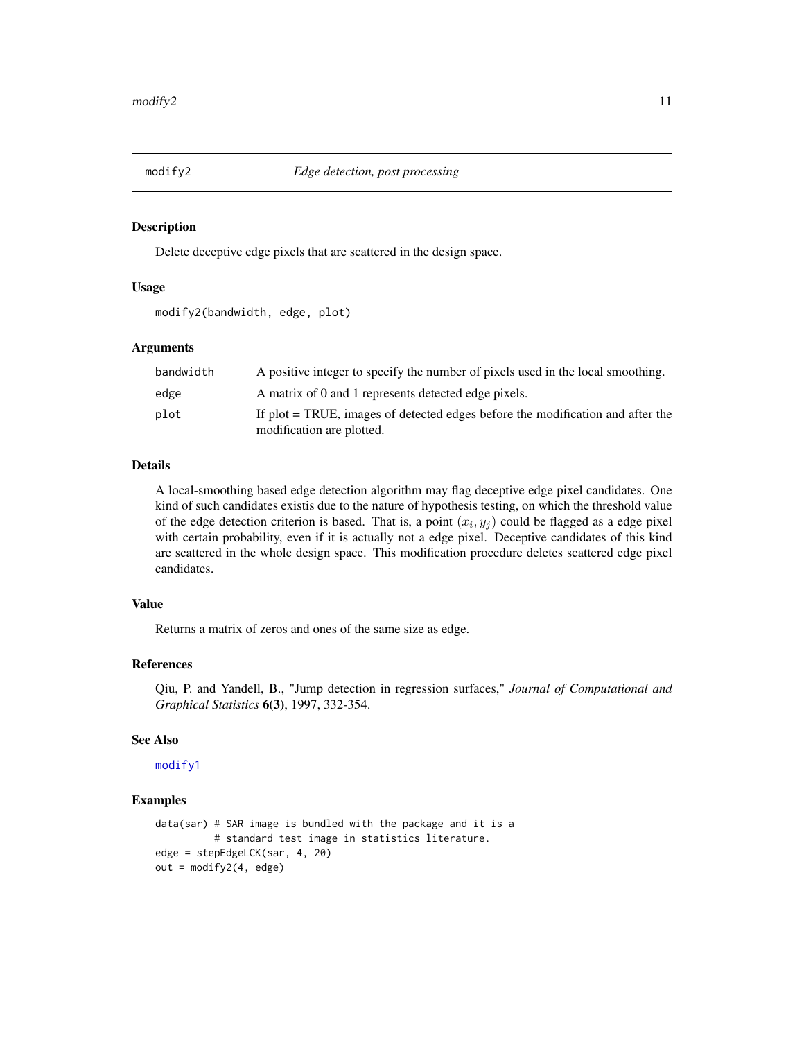## modify2 — *Edge detection, post processing*

### Description

Delete deceptive edge pixels that are scattered in the design space.

### Usage

```
modify2(bandwidth, edge, plot)
```

### Arguments

| | |
|---|---|
| `bandwidth` | A positive integer to specify the number of pixels used in the local smoothing. |
| `edge` | A matrix of 0 and 1 represents detected edge pixels. |
| `plot` | If plot = TRUE, images of detected edges before the modification and after the modification are plotted. |

### Details

A local-smoothing based edge detection algorithm may flag deceptive edge pixel candidates. One kind of such candidates existis due to the nature of hypothesis testing, on which the threshold value of the edge detection criterion is based. That is, a point $(x_i, y_j)$ could be flagged as a edge pixel with certain probability, even if it is actually not a edge pixel. Deceptive candidates of this kind are scattered in the whole design space. This modification procedure deletes scattered edge pixel candidates.

### Value

Returns a matrix of zeros and ones of the same size as edge.

### References

Qiu, P. and Yandell, B., "Jump detection in regression surfaces," *Journal of Computational and Graphical Statistics* **6(3)**, 1997, 332-354.

### See Also

`modify1`

### Examples

```
data(sar) # SAR image is bundled with the package and it is a
          # standard test image in statistics literature.
edge = stepEdgeLCK(sar, 4, 20)
out = modify2(4, edge)
```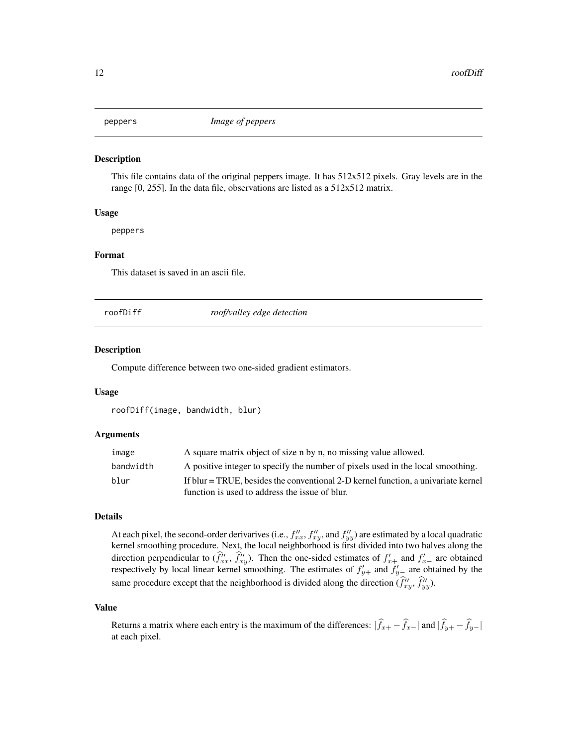## peppers *Image of peppers*

### Description

This file contains data of the original peppers image. It has 512x512 pixels. Gray levels are in the range [0, 255]. In the data file, observations are listed as a 512x512 matrix.

### Usage

```
peppers
```

### Format

This dataset is saved in an ascii file.

## roofDiff *roof/valley edge detection*

### Description

Compute difference between two one-sided gradient estimators.

### Usage

```
roofDiff(image, bandwidth, blur)
```

### Arguments

| | |
|---|---|
| image | A square matrix object of size n by n, no missing value allowed. |
| bandwidth | A positive integer to specify the number of pixels used in the local smoothing. |
| blur | If blur = TRUE, besides the conventional 2-D kernel function, a univariate kernel function is used to address the issue of blur. |

### Details

At each pixel, the second-order derivarives (i.e., $f''_{xx}$, $f''_{xy}$, and $f''_{yy}$) are estimated by a local quadratic kernel smoothing procedure. Next, the local neighborhood is first divided into two halves along the direction perpendicular to ($\widehat{f}''_{xx}$, $\widehat{f}''_{xy}$). Then the one-sided estimates of $f'_{x+}$ and $f'_{x-}$ are obtained respectively by local linear kernel smoothing. The estimates of $f'_{y+}$ and $f'_{y-}$ are obtained by the same procedure except that the neighborhood is divided along the direction ($\widehat{f}''_{xy}$, $\widehat{f}''_{yy}$).

### Value

Returns a matrix where each entry is the maximum of the differences: $|\widehat{f}_{x+} - \widehat{f}_{x-}|$ and $|\widehat{f}_{y+} - \widehat{f}_{y-}|$ at each pixel.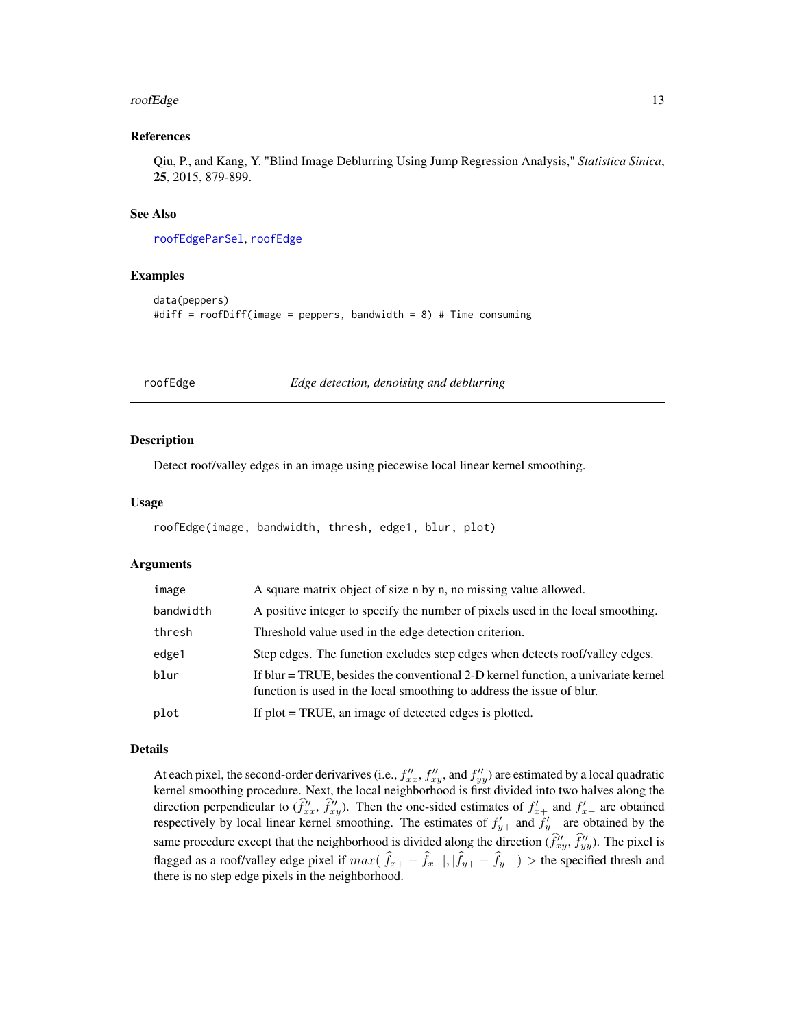### References

Qiu, P., and Kang, Y. "Blind Image Deblurring Using Jump Regression Analysis," *Statistica Sinica*, **25**, 2015, 879-899.

### See Also

roofEdgeParSel, roofEdge

### Examples

```
data(peppers)
#diff = roofDiff(image = peppers, bandwidth = 8) # Time consuming
```

---

## roofEdge — *Edge detection, denoising and deblurring*

### Description

Detect roof/valley edges in an image using piecewise local linear kernel smoothing.

### Usage

```
roofEdge(image, bandwidth, thresh, edge1, blur, plot)
```

### Arguments

| | |
|---|---|
| image | A square matrix object of size n by n, no missing value allowed. |
| bandwidth | A positive integer to specify the number of pixels used in the local smoothing. |
| thresh | Threshold value used in the edge detection criterion. |
| edge1 | Step edges. The function excludes step edges when detects roof/valley edges. |
| blur | If blur = TRUE, besides the conventional 2-D kernel function, a univariate kernel function is used in the local smoothing to address the issue of blur. |
| plot | If plot = TRUE, an image of detected edges is plotted. |

### Details

At each pixel, the second-order derivarives (i.e., $f''_{xx}$, $f''_{xy}$, and $f''_{yy}$) are estimated by a local quadratic kernel smoothing procedure. Next, the local neighborhood is first divided into two halves along the direction perpendicular to $(\widehat{f}''_{xx}, \widehat{f}''_{xy})$. Then the one-sided estimates of $f'_{x+}$ and $f'_{x-}$ are obtained respectively by local linear kernel smoothing. The estimates of $f'_{y+}$ and $f'_{y-}$ are obtained by the same procedure except that the neighborhood is divided along the direction $(\widehat{f}''_{xy}, \widehat{f}''_{yy})$. The pixel is flagged as a roof/valley edge pixel if $max(|\widehat{f}_{x+} - \widehat{f}_{x-}|, |\widehat{f}_{y+} - \widehat{f}_{y-}|) >$ the specified thresh and there is no step edge pixels in the neighborhood.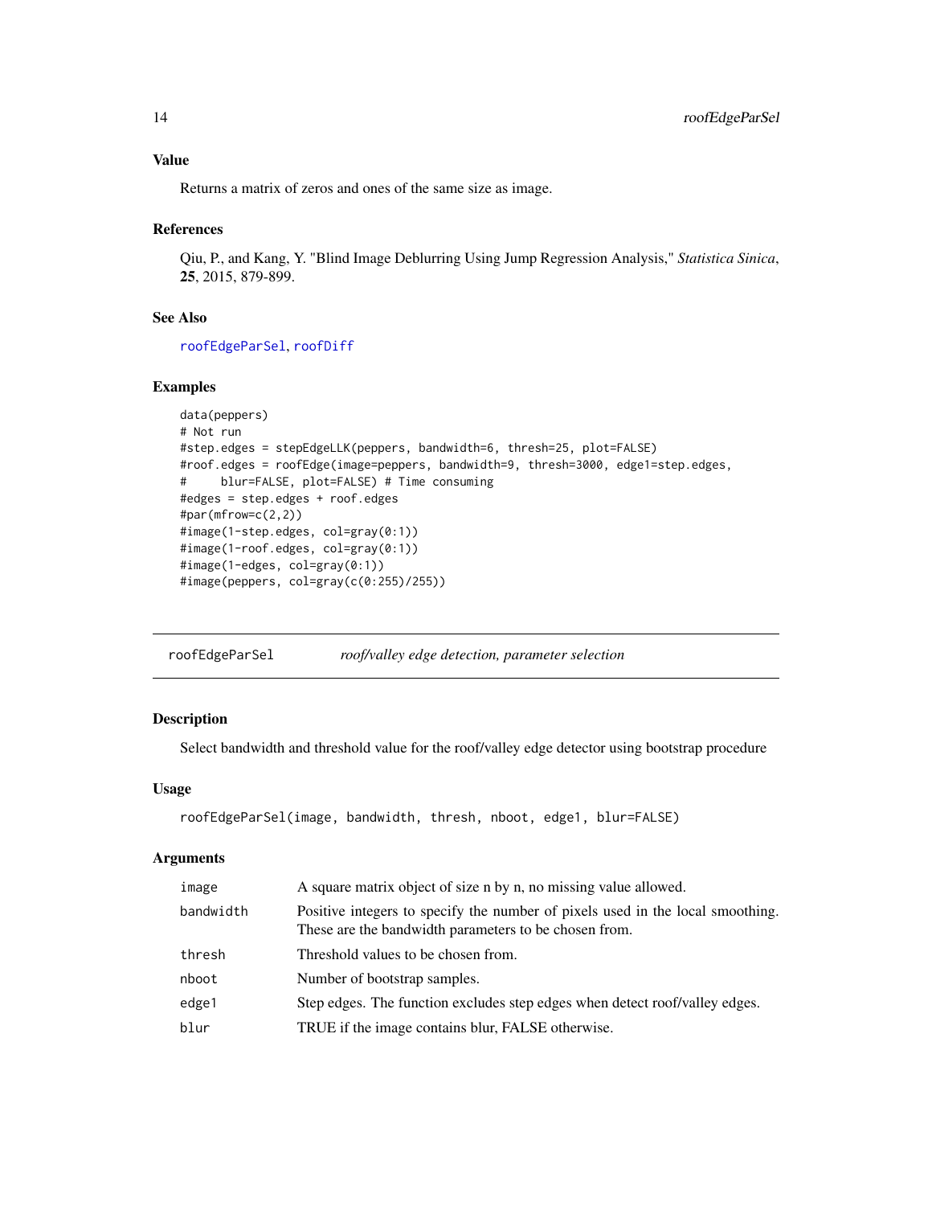### Value

Returns a matrix of zeros and ones of the same size as image.

### References

Qiu, P., and Kang, Y. "Blind Image Deblurring Using Jump Regression Analysis," *Statistica Sinica*, **25**, 2015, 879-899.

### See Also

roofEdgeParSel, roofDiff

### Examples

```
data(peppers)
# Not run
#step.edges = stepEdgeLLK(peppers, bandwidth=6, thresh=25, plot=FALSE)
#roof.edges = roofEdge(image=peppers, bandwidth=9, thresh=3000, edge1=step.edges,
#     blur=FALSE, plot=FALSE) # Time consuming
#edges = step.edges + roof.edges
#par(mfrow=c(2,2))
#image(1-step.edges, col=gray(0:1))
#image(1-roof.edges, col=gray(0:1))
#image(1-edges, col=gray(0:1))
#image(peppers, col=gray(c(0:255)/255))
```

---

## roofEdgeParSel &nbsp;&nbsp;&nbsp; *roof/valley edge detection, parameter selection*

### Description

Select bandwidth and threshold value for the roof/valley edge detector using bootstrap procedure

### Usage

```
roofEdgeParSel(image, bandwidth, thresh, nboot, edge1, blur=FALSE)
```

### Arguments

| | |
|---|---|
| image | A square matrix object of size n by n, no missing value allowed. |
| bandwidth | Positive integers to specify the number of pixels used in the local smoothing. These are the bandwidth parameters to be chosen from. |
| thresh | Threshold values to be chosen from. |
| nboot | Number of bootstrap samples. |
| edge1 | Step edges. The function excludes step edges when detect roof/valley edges. |
| blur | TRUE if the image contains blur, FALSE otherwise. |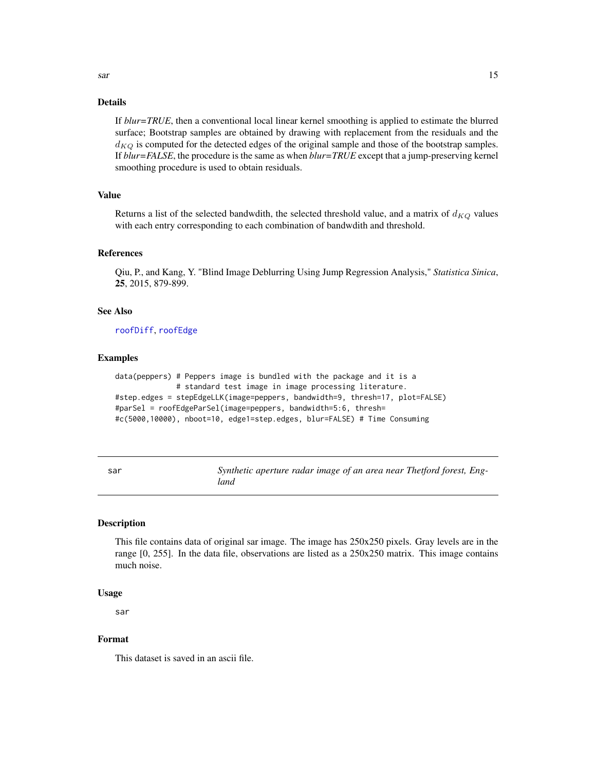### Details

If *blur=TRUE*, then a conventional local linear kernel smoothing is applied to estimate the blurred surface; Bootstrap samples are obtained by drawing with replacement from the residuals and the $d_{KQ}$ is computed for the detected edges of the original sample and those of the bootstrap samples. If *blur=FALSE*, the procedure is the same as when *blur=TRUE* except that a jump-preserving kernel smoothing procedure is used to obtain residuals.

### Value

Returns a list of the selected bandwdith, the selected threshold value, and a matrix of $d_{KQ}$ values with each entry corresponding to each combination of bandwdith and threshold.

### References

Qiu, P., and Kang, Y. "Blind Image Deblurring Using Jump Regression Analysis," *Statistica Sinica*, **25**, 2015, 879-899.

### See Also

roofDiff, roofEdge

### Examples

```
data(peppers) # Peppers image is bundled with the package and it is a
              # standard test image in image processing literature.
#step.edges = stepEdgeLLK(image=peppers, bandwidth=9, thresh=17, plot=FALSE)
#parSel = roofEdgeParSel(image=peppers, bandwidth=5:6, thresh=
#c(5000,10000), nboot=10, edge1=step.edges, blur=FALSE) # Time Consuming
```

---

## sar — *Synthetic aperture radar image of an area near Thetford forest, England*

### Description

This file contains data of original sar image. The image has 250x250 pixels. Gray levels are in the range [0, 255]. In the data file, observations are listed as a 250x250 matrix. This image contains much noise.

### Usage

```
sar
```

### Format

This dataset is saved in an ascii file.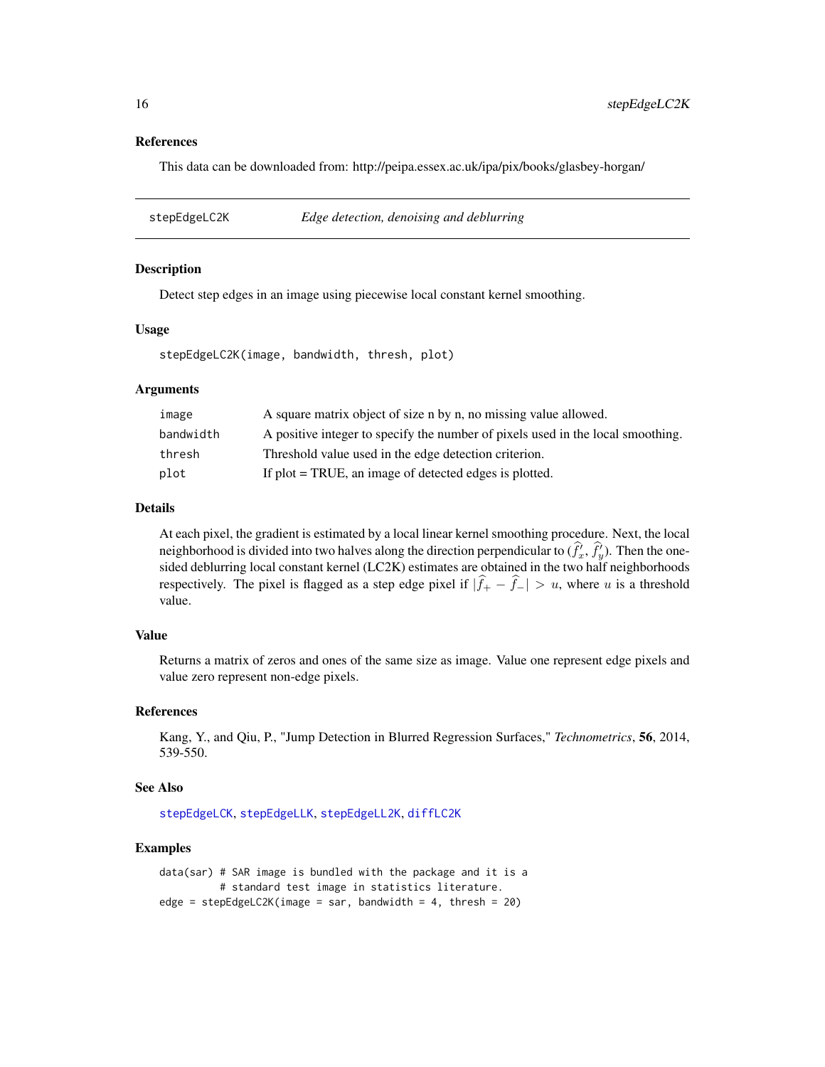### References

This data can be downloaded from: http://peipa.essex.ac.uk/ipa/pix/books/glasbey-horgan/

## stepEdgeLC2K — *Edge detection, denoising and deblurring*

### Description

Detect step edges in an image using piecewise local constant kernel smoothing.

### Usage

```
stepEdgeLC2K(image, bandwidth, thresh, plot)
```

### Arguments

| | |
|---|---|
| image | A square matrix object of size n by n, no missing value allowed. |
| bandwidth | A positive integer to specify the number of pixels used in the local smoothing. |
| thresh | Threshold value used in the edge detection criterion. |
| plot | If plot = TRUE, an image of detected edges is plotted. |

### Details

At each pixel, the gradient is estimated by a local linear kernel smoothing procedure. Next, the local neighborhood is divided into two halves along the direction perpendicular to $(\widehat{f}'_x, \widehat{f}'_y)$. Then the one-sided deblurring local constant kernel (LC2K) estimates are obtained in the two half neighborhoods respectively. The pixel is flagged as a step edge pixel if $|\widehat{f}_+ - \widehat{f}_-| > u$, where $u$ is a threshold value.

### Value

Returns a matrix of zeros and ones of the same size as image. Value one represent edge pixels and value zero represent non-edge pixels.

### References

Kang, Y., and Qiu, P., "Jump Detection in Blurred Regression Surfaces," *Technometrics*, **56**, 2014, 539-550.

### See Also

stepEdgeLCK, stepEdgeLLK, stepEdgeLL2K, diffLC2K

### Examples

```
data(sar) # SAR image is bundled with the package and it is a
          # standard test image in statistics literature.
edge = stepEdgeLC2K(image = sar, bandwidth = 4, thresh = 20)
```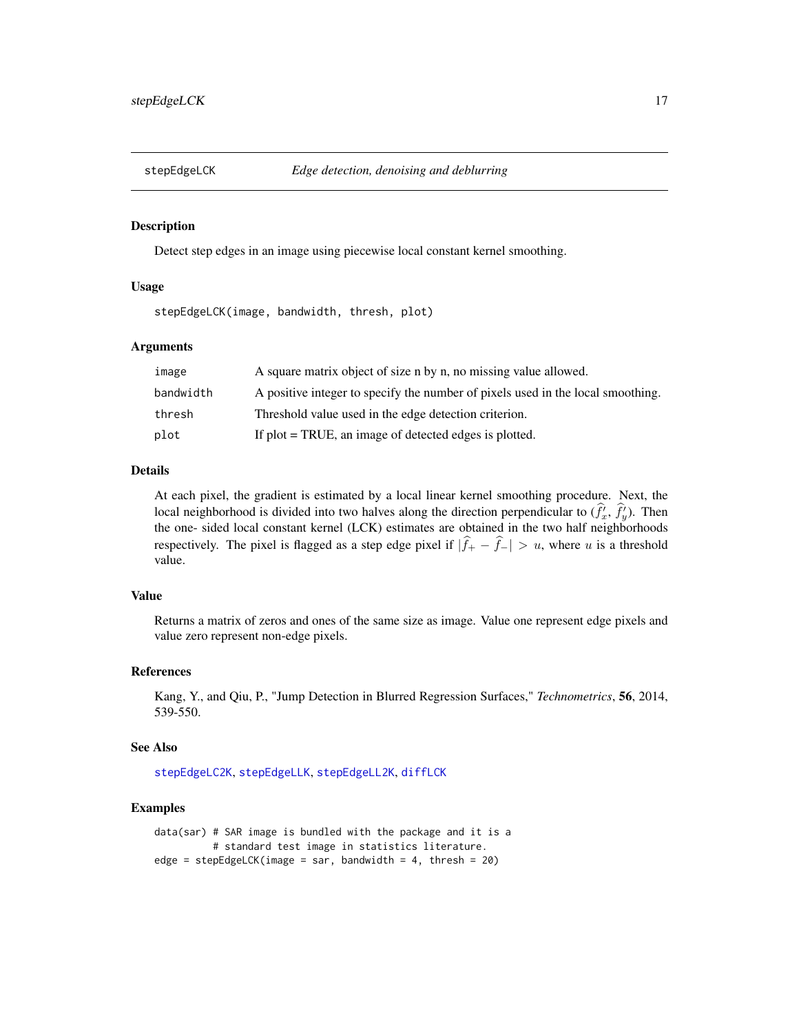## stepEdgeLCK — *Edge detection, denoising and deblurring*

### Description

Detect step edges in an image using piecewise local constant kernel smoothing.

### Usage

```
stepEdgeLCK(image, bandwidth, thresh, plot)
```

### Arguments

| | |
|---|---|
| `image` | A square matrix object of size n by n, no missing value allowed. |
| `bandwidth` | A positive integer to specify the number of pixels used in the local smoothing. |
| `thresh` | Threshold value used in the edge detection criterion. |
| `plot` | If plot = TRUE, an image of detected edges is plotted. |

### Details

At each pixel, the gradient is estimated by a local linear kernel smoothing procedure. Next, the local neighborhood is divided into two halves along the direction perpendicular to $(\widehat{f}'_x, \widehat{f}'_y)$. Then the one- sided local constant kernel (LCK) estimates are obtained in the two half neighborhoods respectively. The pixel is flagged as a step edge pixel if $|\widehat{f}_+ - \widehat{f}_-| > u$, where $u$ is a threshold value.

### Value

Returns a matrix of zeros and ones of the same size as image. Value one represent edge pixels and value zero represent non-edge pixels.

### References

Kang, Y., and Qiu, P., "Jump Detection in Blurred Regression Surfaces," *Technometrics*, **56**, 2014, 539-550.

### See Also

`stepEdgeLC2K`, `stepEdgeLLK`, `stepEdgeLL2K`, `diffLCK`

### Examples

```
data(sar) # SAR image is bundled with the package and it is a
          # standard test image in statistics literature.
edge = stepEdgeLCK(image = sar, bandwidth = 4, thresh = 20)
```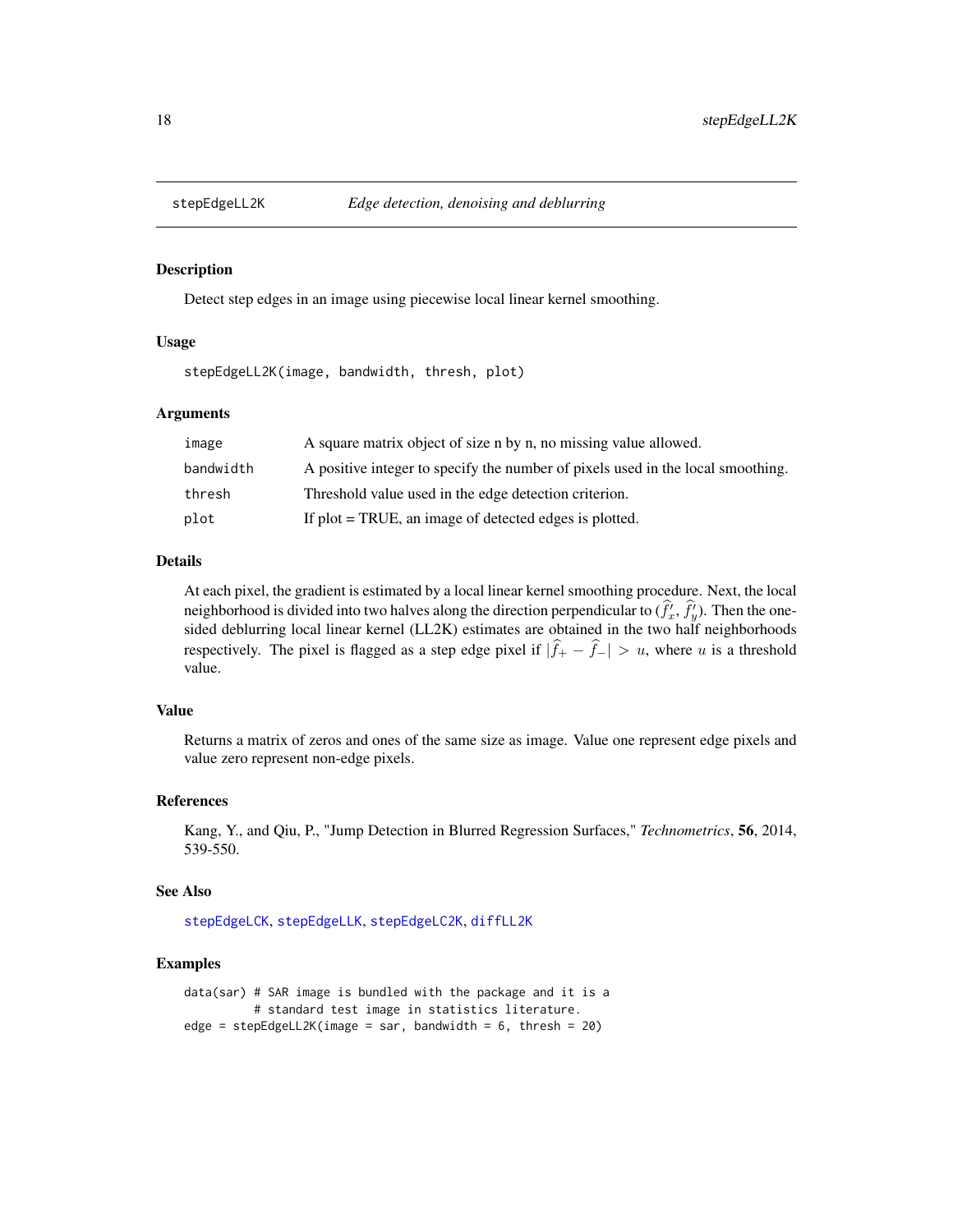## stepEdgeLL2K — *Edge detection, denoising and deblurring*

### Description

Detect step edges in an image using piecewise local linear kernel smoothing.

### Usage

```
stepEdgeLL2K(image, bandwidth, thresh, plot)
```

### Arguments

| | |
|---|---|
| `image` | A square matrix object of size n by n, no missing value allowed. |
| `bandwidth` | A positive integer to specify the number of pixels used in the local smoothing. |
| `thresh` | Threshold value used in the edge detection criterion. |
| `plot` | If plot = TRUE, an image of detected edges is plotted. |

### Details

At each pixel, the gradient is estimated by a local linear kernel smoothing procedure. Next, the local neighborhood is divided into two halves along the direction perpendicular to $(\widehat{f}'_x, \widehat{f}'_y)$. Then the one-sided deblurring local linear kernel (LL2K) estimates are obtained in the two half neighborhoods respectively. The pixel is flagged as a step edge pixel if $|\widehat{f}_+ - \widehat{f}_-| > u$, where $u$ is a threshold value.

### Value

Returns a matrix of zeros and ones of the same size as image. Value one represent edge pixels and value zero represent non-edge pixels.

### References

Kang, Y., and Qiu, P., "Jump Detection in Blurred Regression Surfaces," *Technometrics*, **56**, 2014, 539-550.

### See Also

`stepEdgeLCK`, `stepEdgeLLK`, `stepEdgeLC2K`, `diffLL2K`

### Examples

```
data(sar) # SAR image is bundled with the package and it is a
          # standard test image in statistics literature.
edge = stepEdgeLL2K(image = sar, bandwidth = 6, thresh = 20)
```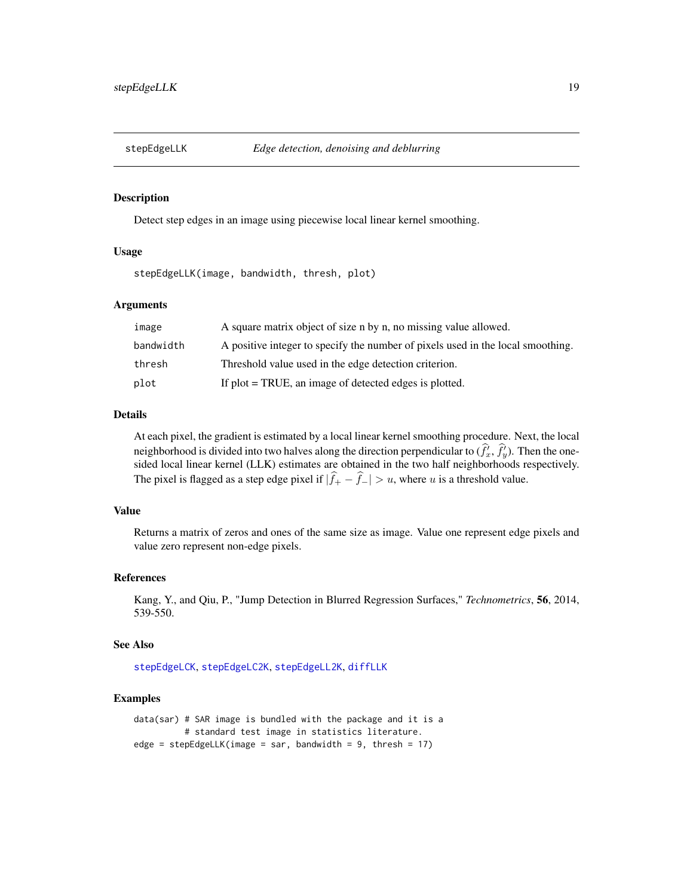stepEdgeLLK    *Edge detection, denoising and deblurring*

## Description

Detect step edges in an image using piecewise local linear kernel smoothing.

## Usage

```
stepEdgeLLK(image, bandwidth, thresh, plot)
```

## Arguments

| | |
|---|---|
| image | A square matrix object of size n by n, no missing value allowed. |
| bandwidth | A positive integer to specify the number of pixels used in the local smoothing. |
| thresh | Threshold value used in the edge detection criterion. |
| plot | If plot = TRUE, an image of detected edges is plotted. |

## Details

At each pixel, the gradient is estimated by a local linear kernel smoothing procedure. Next, the local neighborhood is divided into two halves along the direction perpendicular to $(\widehat{f}'_x, \widehat{f}'_y)$. Then the one-sided local linear kernel (LLK) estimates are obtained in the two half neighborhoods respectively. The pixel is flagged as a step edge pixel if $|\widehat{f}_+ - \widehat{f}_-| > u$, where $u$ is a threshold value.

## Value

Returns a matrix of zeros and ones of the same size as image. Value one represent edge pixels and value zero represent non-edge pixels.

## References

Kang, Y., and Qiu, P., "Jump Detection in Blurred Regression Surfaces," *Technometrics*, **56**, 2014, 539-550.

## See Also

stepEdgeLCK, stepEdgeLC2K, stepEdgeLL2K, diffLLK

## Examples

```
data(sar) # SAR image is bundled with the package and it is a
          # standard test image in statistics literature.
edge = stepEdgeLLK(image = sar, bandwidth = 9, thresh = 17)
```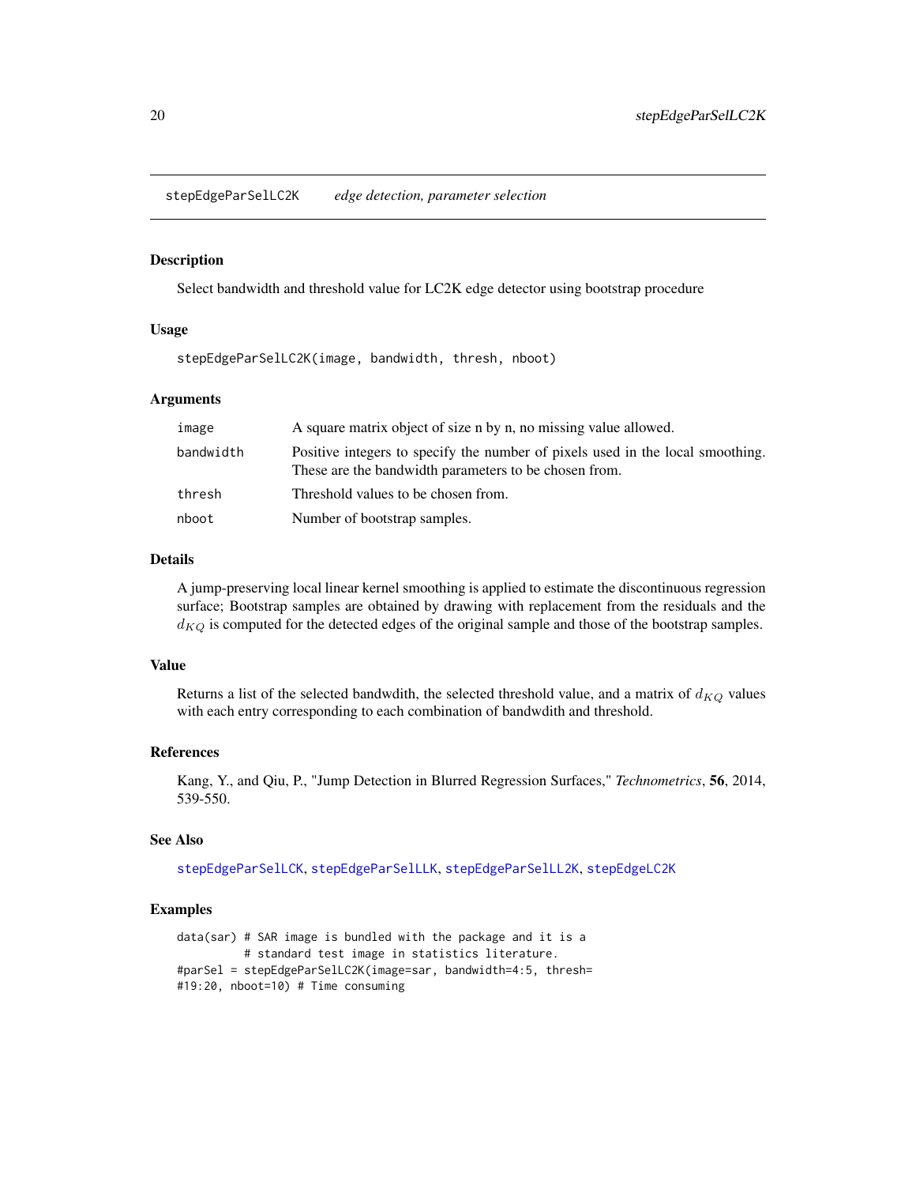## stepEdgeParSelLC2K *edge detection, parameter selection*

### Description

Select bandwidth and threshold value for LC2K edge detector using bootstrap procedure

### Usage

```
stepEdgeParSelLC2K(image, bandwidth, thresh, nboot)
```

### Arguments

| | |
|---|---|
| image | A square matrix object of size n by n, no missing value allowed. |
| bandwidth | Positive integers to specify the number of pixels used in the local smoothing. These are the bandwidth parameters to be chosen from. |
| thresh | Threshold values to be chosen from. |
| nboot | Number of bootstrap samples. |

### Details

A jump-preserving local linear kernel smoothing is applied to estimate the discontinuous regression surface; Bootstrap samples are obtained by drawing with replacement from the residuals and the $d_{KQ}$ is computed for the detected edges of the original sample and those of the bootstrap samples.

### Value

Returns a list of the selected bandwdith, the selected threshold value, and a matrix of $d_{KQ}$ values with each entry corresponding to each combination of bandwdith and threshold.

### References

Kang, Y., and Qiu, P., "Jump Detection in Blurred Regression Surfaces," *Technometrics*, **56**, 2014, 539-550.

### See Also

stepEdgeParSelLCK, stepEdgeParSelLLK, stepEdgeParSelLL2K, stepEdgeLC2K

### Examples

```
data(sar) # SAR image is bundled with the package and it is a
          # standard test image in statistics literature.
#parSel = stepEdgeParSelLC2K(image=sar, bandwidth=4:5, thresh=
#19:20, nboot=10) # Time consuming
```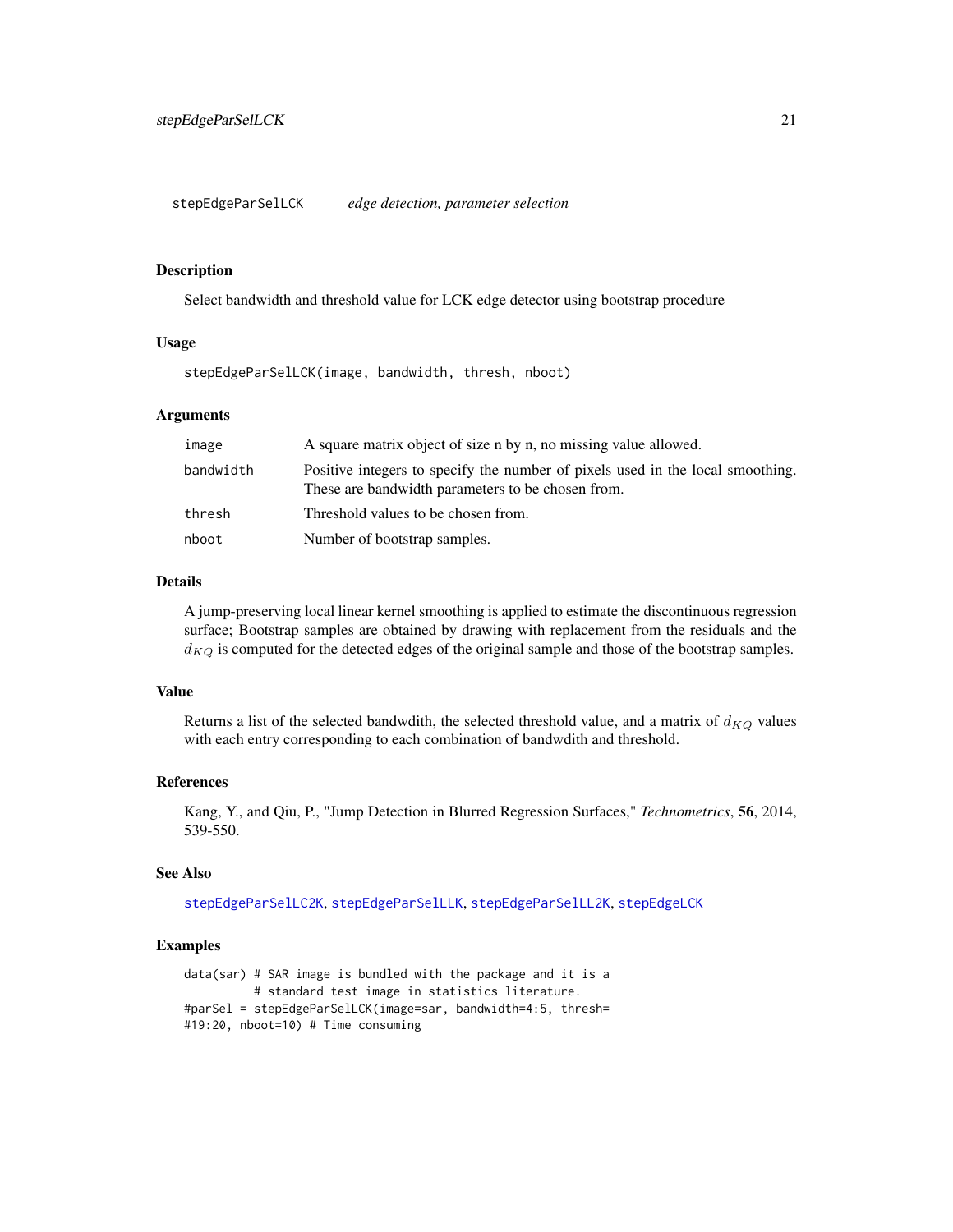# stepEdgeParSelLCK *edge detection, parameter selection*

## Description

Select bandwidth and threshold value for LCK edge detector using bootstrap procedure

## Usage

```
stepEdgeParSelLCK(image, bandwidth, thresh, nboot)
```

## Arguments

| | |
|---|---|
| image | A square matrix object of size n by n, no missing value allowed. |
| bandwidth | Positive integers to specify the number of pixels used in the local smoothing. These are bandwidth parameters to be chosen from. |
| thresh | Threshold values to be chosen from. |
| nboot | Number of bootstrap samples. |

## Details

A jump-preserving local linear kernel smoothing is applied to estimate the discontinuous regression surface; Bootstrap samples are obtained by drawing with replacement from the residuals and the $d_{KQ}$ is computed for the detected edges of the original sample and those of the bootstrap samples.

## Value

Returns a list of the selected bandwdith, the selected threshold value, and a matrix of $d_{KQ}$ values with each entry corresponding to each combination of bandwdith and threshold.

## References

Kang, Y., and Qiu, P., "Jump Detection in Blurred Regression Surfaces," *Technometrics*, **56**, 2014, 539-550.

## See Also

stepEdgeParSelLC2K, stepEdgeParSelLLK, stepEdgeParSelLL2K, stepEdgeLCK

## Examples

```
data(sar) # SAR image is bundled with the package and it is a
          # standard test image in statistics literature.
#parSel = stepEdgeParSelLCK(image=sar, bandwidth=4:5, thresh=
#19:20, nboot=10) # Time consuming
```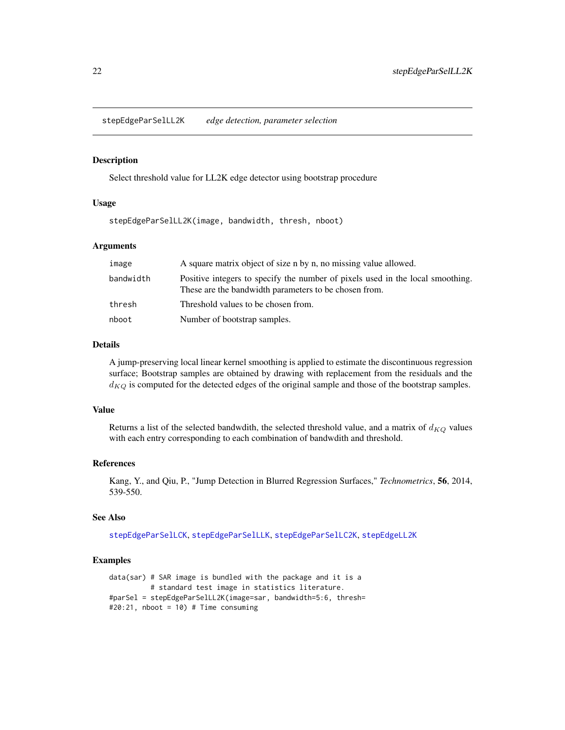stepEdgeParSelLL2K *edge detection, parameter selection*

### Description

Select threshold value for LL2K edge detector using bootstrap procedure

### Usage

```
stepEdgeParSelLL2K(image, bandwidth, thresh, nboot)
```

### Arguments

| | |
|---|---|
| image | A square matrix object of size n by n, no missing value allowed. |
| bandwidth | Positive integers to specify the number of pixels used in the local smoothing. These are the bandwidth parameters to be chosen from. |
| thresh | Threshold values to be chosen from. |
| nboot | Number of bootstrap samples. |

### Details

A jump-preserving local linear kernel smoothing is applied to estimate the discontinuous regression surface; Bootstrap samples are obtained by drawing with replacement from the residuals and the $d_{KQ}$ is computed for the detected edges of the original sample and those of the bootstrap samples.

### Value

Returns a list of the selected bandwdith, the selected threshold value, and a matrix of $d_{KQ}$ values with each entry corresponding to each combination of bandwdith and threshold.

### References

Kang, Y., and Qiu, P., "Jump Detection in Blurred Regression Surfaces," *Technometrics*, **56**, 2014, 539-550.

### See Also

stepEdgeParSelLCK, stepEdgeParSelLLK, stepEdgeParSelLC2K, stepEdgeLL2K

### Examples

```
data(sar) # SAR image is bundled with the package and it is a
          # standard test image in statistics literature.
#parSel = stepEdgeParSelLL2K(image=sar, bandwidth=5:6, thresh=
#20:21, nboot = 10) # Time consuming
```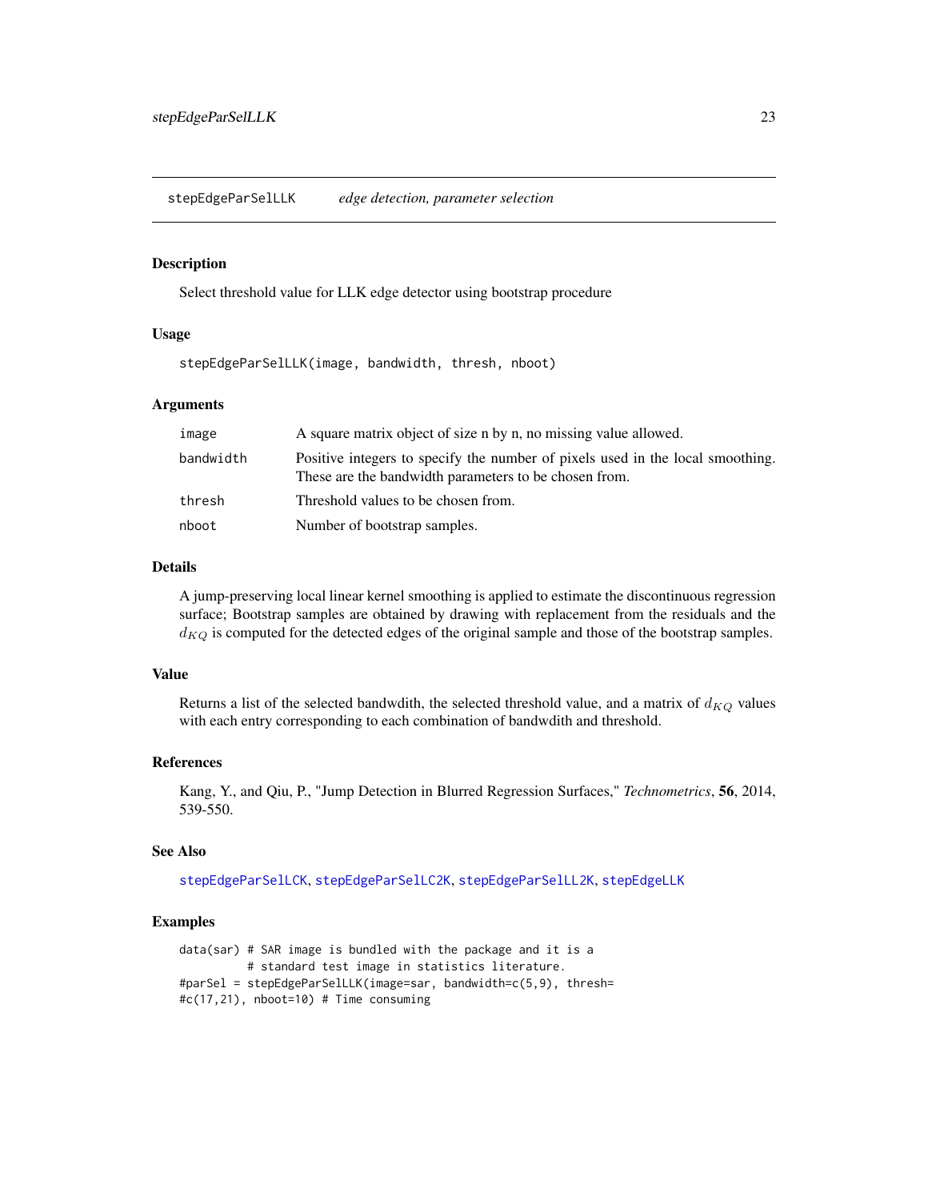stepEdgeParSelLLK *edge detection, parameter selection*

## Description

Select threshold value for LLK edge detector using bootstrap procedure

## Usage

```
stepEdgeParSelLLK(image, bandwidth, thresh, nboot)
```

## Arguments

| | |
|---|---|
| image | A square matrix object of size n by n, no missing value allowed. |
| bandwidth | Positive integers to specify the number of pixels used in the local smoothing. These are the bandwidth parameters to be chosen from. |
| thresh | Threshold values to be chosen from. |
| nboot | Number of bootstrap samples. |

## Details

A jump-preserving local linear kernel smoothing is applied to estimate the discontinuous regression surface; Bootstrap samples are obtained by drawing with replacement from the residuals and the $d_{KQ}$ is computed for the detected edges of the original sample and those of the bootstrap samples.

## Value

Returns a list of the selected bandwdith, the selected threshold value, and a matrix of $d_{KQ}$ values with each entry corresponding to each combination of bandwdith and threshold.

## References

Kang, Y., and Qiu, P., "Jump Detection in Blurred Regression Surfaces," *Technometrics*, **56**, 2014, 539-550.

## See Also

stepEdgeParSelLCK, stepEdgeParSelLC2K, stepEdgeParSelLL2K, stepEdgeLLK

## Examples

```
data(sar) # SAR image is bundled with the package and it is a
          # standard test image in statistics literature.
#parSel = stepEdgeParSelLLK(image=sar, bandwidth=c(5,9), thresh=
#c(17,21), nboot=10) # Time consuming
```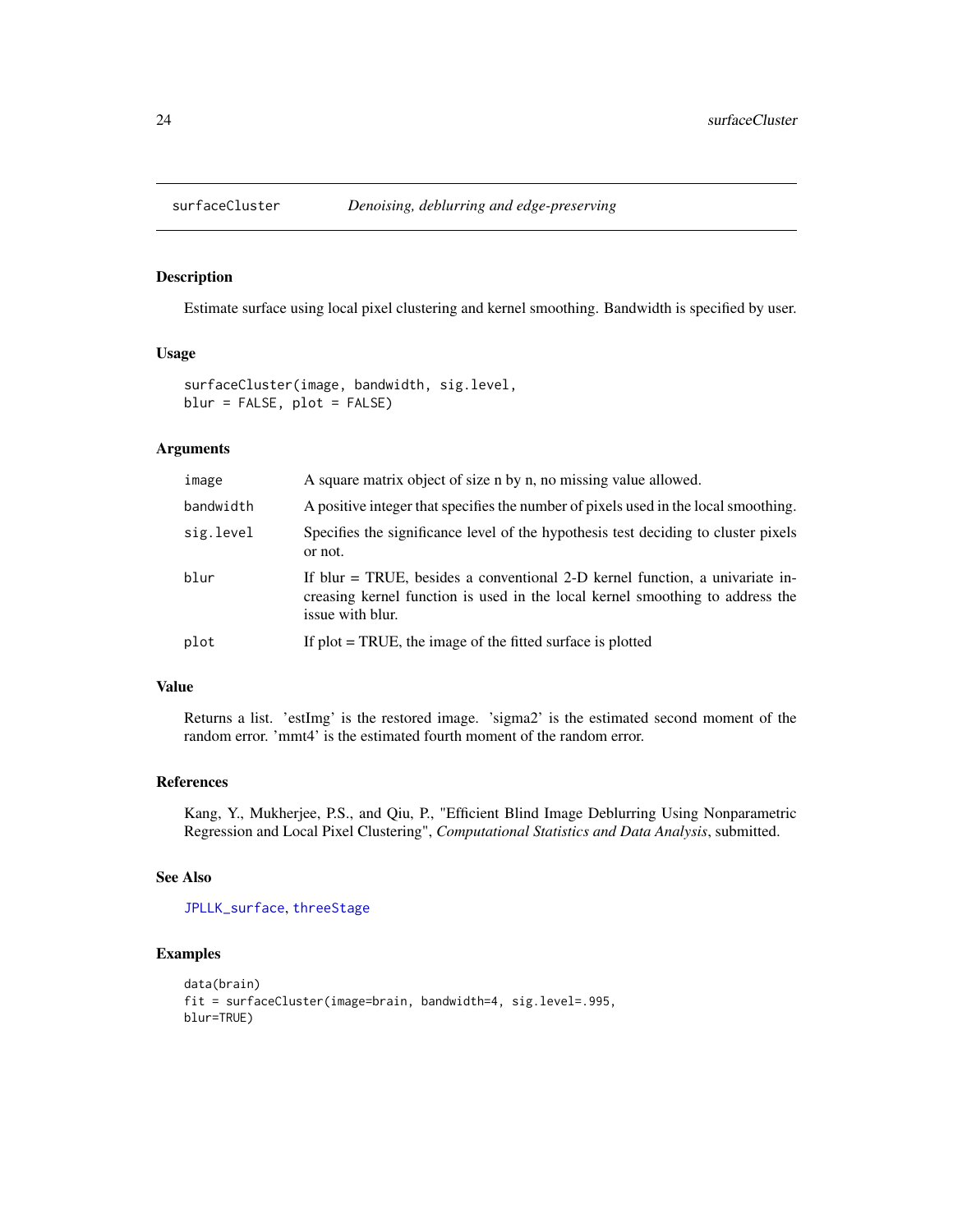# surfaceCluster — *Denoising, deblurring and edge-preserving*

## Description

Estimate surface using local pixel clustering and kernel smoothing. Bandwidth is specified by user.

## Usage

```
surfaceCluster(image, bandwidth, sig.level,
blur = FALSE, plot = FALSE)
```

## Arguments

| | |
|---|---|
| `image` | A square matrix object of size n by n, no missing value allowed. |
| `bandwidth` | A positive integer that specifies the number of pixels used in the local smoothing. |
| `sig.level` | Specifies the significance level of the hypothesis test deciding to cluster pixels or not. |
| `blur` | If blur = TRUE, besides a conventional 2-D kernel function, a univariate increasing kernel function is used in the local kernel smoothing to address the issue with blur. |
| `plot` | If plot = TRUE, the image of the fitted surface is plotted |

## Value

Returns a list. 'estImg' is the restored image. 'sigma2' is the estimated second moment of the random error. 'mmt4' is the estimated fourth moment of the random error.

## References

Kang, Y., Mukherjee, P.S., and Qiu, P., "Efficient Blind Image Deblurring Using Nonparametric Regression and Local Pixel Clustering", *Computational Statistics and Data Analysis*, submitted.

## See Also

`JPLLK_surface`, `threeStage`

## Examples

```
data(brain)
fit = surfaceCluster(image=brain, bandwidth=4, sig.level=.995,
blur=TRUE)
```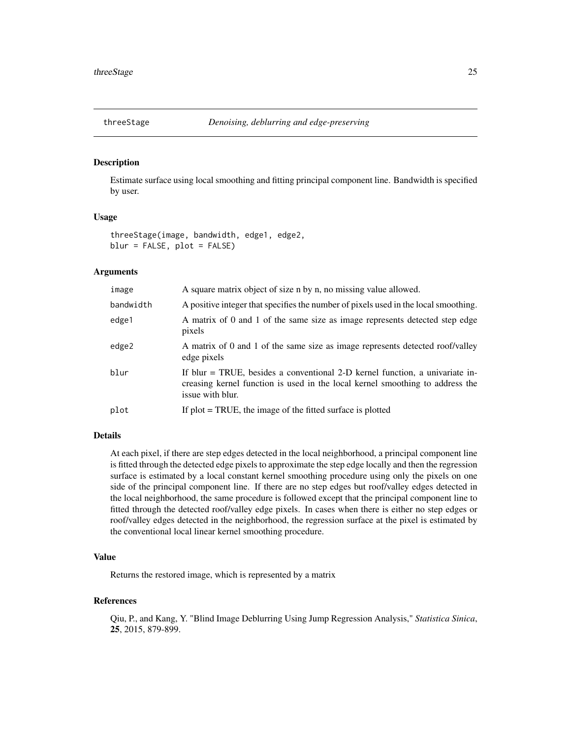threeStage *Denoising, deblurring and edge-preserving*

## Description

Estimate surface using local smoothing and fitting principal component line. Bandwidth is specified by user.

## Usage

```
threeStage(image, bandwidth, edge1, edge2,
blur = FALSE, plot = FALSE)
```

## Arguments

| | |
|---|---|
| image | A square matrix object of size n by n, no missing value allowed. |
| bandwidth | A positive integer that specifies the number of pixels used in the local smoothing. |
| edge1 | A matrix of 0 and 1 of the same size as image represents detected step edge pixels |
| edge2 | A matrix of 0 and 1 of the same size as image represents detected roof/valley edge pixels |
| blur | If blur = TRUE, besides a conventional 2-D kernel function, a univariate increasing kernel function is used in the local kernel smoothing to address the issue with blur. |
| plot | If plot = TRUE, the image of the fitted surface is plotted |

## Details

At each pixel, if there are step edges detected in the local neighborhood, a principal component line is fitted through the detected edge pixels to approximate the step edge locally and then the regression surface is estimated by a local constant kernel smoothing procedure using only the pixels on one side of the principal component line. If there are no step edges but roof/valley edges detected in the local neighborhood, the same procedure is followed except that the principal component line to fitted through the detected roof/valley edge pixels. In cases when there is either no step edges or roof/valley edges detected in the neighborhood, the regression surface at the pixel is estimated by the conventional local linear kernel smoothing procedure.

## Value

Returns the restored image, which is represented by a matrix

## References

Qiu, P., and Kang, Y. "Blind Image Deblurring Using Jump Regression Analysis," *Statistica Sinica*, **25**, 2015, 879-899.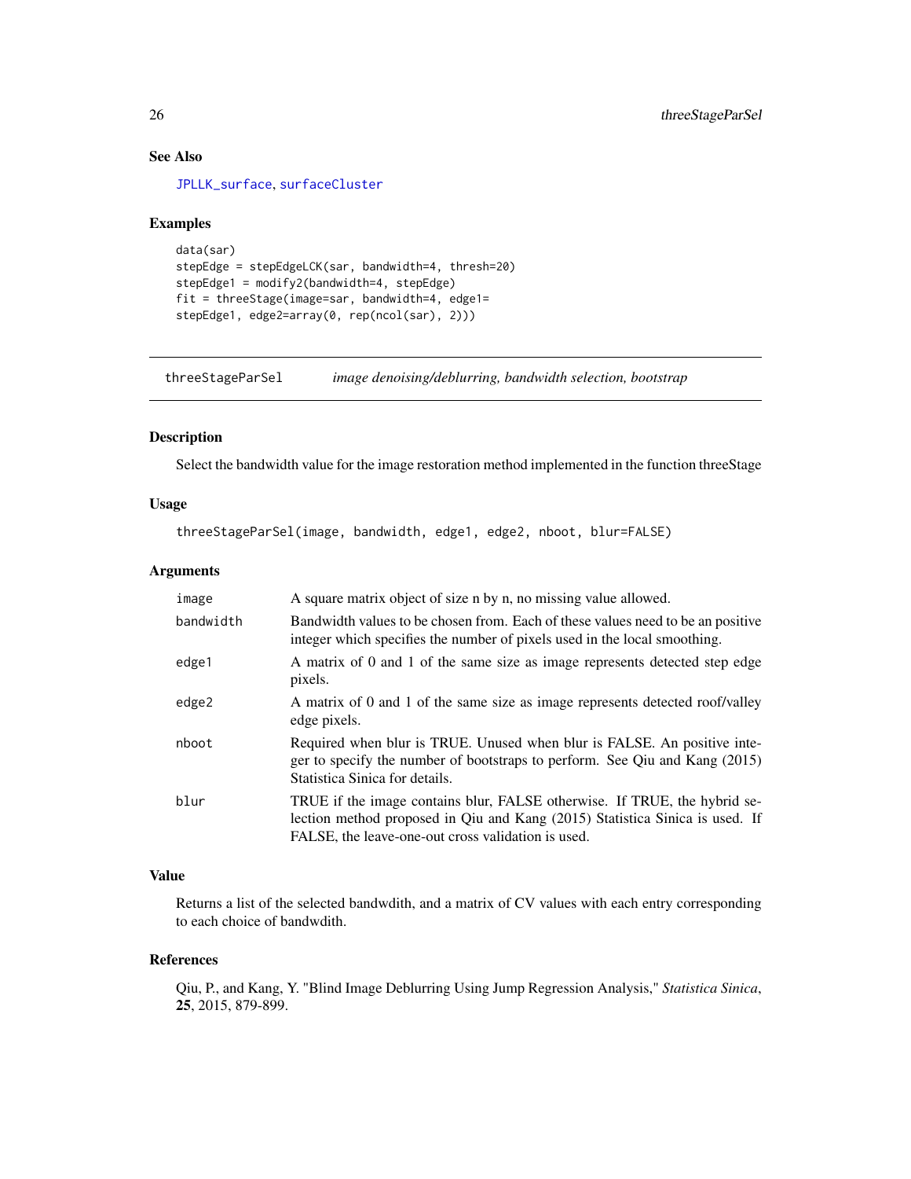### See Also

JPLLK_surface, surfaceCluster

### Examples

```
data(sar)
stepEdge = stepEdgeLCK(sar, bandwidth=4, thresh=20)
stepEdge1 = modify2(bandwidth=4, stepEdge)
fit = threeStage(image=sar, bandwidth=4, edge1=
stepEdge1, edge2=array(0, rep(ncol(sar), 2)))
```

---

## threeStageParSel    *image denoising/deblurring, bandwidth selection, bootstrap*

### Description

Select the bandwidth value for the image restoration method implemented in the function threeStage

### Usage

```
threeStageParSel(image, bandwidth, edge1, edge2, nboot, blur=FALSE)
```

### Arguments

| | |
|---|---|
| image | A square matrix object of size n by n, no missing value allowed. |
| bandwidth | Bandwidth values to be chosen from. Each of these values need to be an positive integer which specifies the number of pixels used in the local smoothing. |
| edge1 | A matrix of 0 and 1 of the same size as image represents detected step edge pixels. |
| edge2 | A matrix of 0 and 1 of the same size as image represents detected roof/valley edge pixels. |
| nboot | Required when blur is TRUE. Unused when blur is FALSE. An positive integer to specify the number of bootstraps to perform. See Qiu and Kang (2015) Statistica Sinica for details. |
| blur | TRUE if the image contains blur, FALSE otherwise. If TRUE, the hybrid selection method proposed in Qiu and Kang (2015) Statistica Sinica is used. If FALSE, the leave-one-out cross validation is used. |

### Value

Returns a list of the selected bandwdith, and a matrix of CV values with each entry corresponding to each choice of bandwdith.

### References

Qiu, P., and Kang, Y. "Blind Image Deblurring Using Jump Regression Analysis," *Statistica Sinica*, **25**, 2015, 879-899.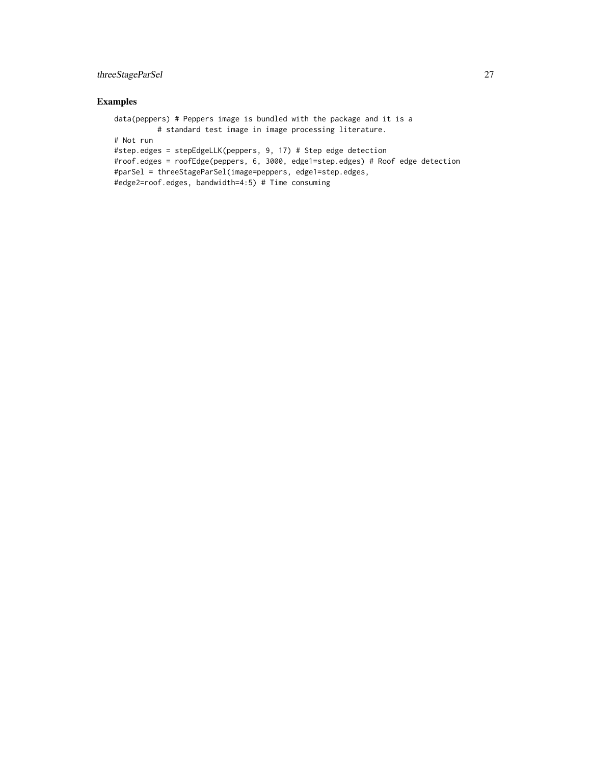## Examples

```
data(peppers) # Peppers image is bundled with the package and it is a
          # standard test image in image processing literature.
# Not run
#step.edges = stepEdgeLLK(peppers, 9, 17) # Step edge detection
#roof.edges = roofEdge(peppers, 6, 3000, edge1=step.edges) # Roof edge detection
#parSel = threeStageParSel(image=peppers, edge1=step.edges,
#edge2=roof.edges, bandwidth=4:5) # Time consuming
```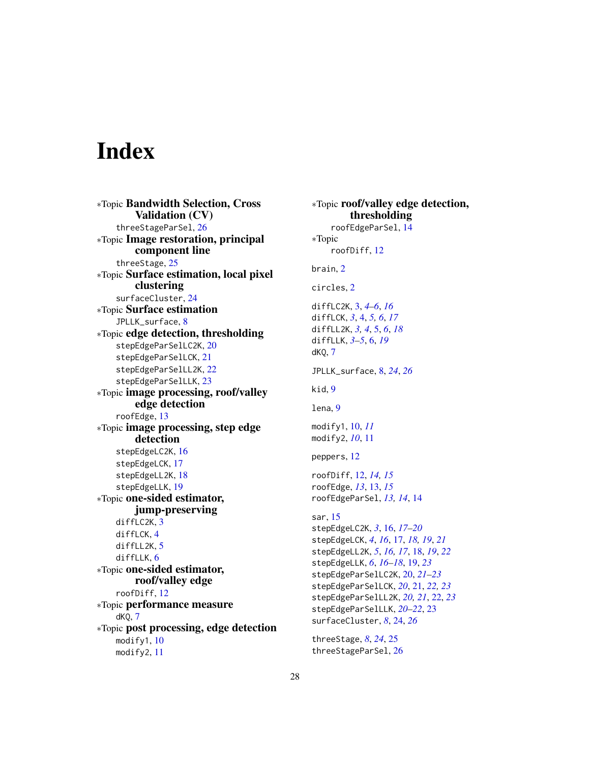# Index

∗Topic **Bandwidth Selection, Cross Validation (CV)**
  threeStageParSel, 26
∗Topic **Image restoration, principal component line**
  threeStage, 25
∗Topic **Surface estimation, local pixel clustering**
  surfaceCluster, 24
∗Topic **Surface estimation**
  JPLLK_surface, 8
∗Topic **edge detection, thresholding**
  stepEdgeParSelLC2K, 20
  stepEdgeParSelLCK, 21
  stepEdgeParSelLL2K, 22
  stepEdgeParSelLLK, 23
∗Topic **image processing, roof/valley edge detection**
  roofEdge, 13
∗Topic **image processing, step edge detection**
  stepEdgeLC2K, 16
  stepEdgeLCK, 17
  stepEdgeLL2K, 18
  stepEdgeLLK, 19
∗Topic **one-sided estimator, jump-preserving**
  diffLC2K, 3
  diffLCK, 4
  diffLL2K, 5
  diffLLK, 6
∗Topic **one-sided estimator, roof/valley edge**
  roofDiff, 12
∗Topic **performance measure**
  dKQ, 7
∗Topic **post processing, edge detection**
  modify1, 10
  modify2, 11
∗Topic **roof/valley edge detection, thresholding**
  roofEdgeParSel, 14
∗Topic
  roofDiff, 12

brain, 2

circles, 2

diffLC2K, 3, *4–6*, *16*
diffLCK, *3*, 4, *5, 6*, *17*
diffLL2K, *3, 4*, 5, *6*, *18*
diffLLK, *3–5*, 6, *19*
dKQ, 7

JPLLK_surface, 8, *24*, *26*

kid, 9

lena, 9

modify1, 10, *11*
modify2, *10*, 11

peppers, 12

roofDiff, 12, *14, 15*
roofEdge, *13*, 13, *15*
roofEdgeParSel, *13, 14*, 14

sar, 15
stepEdgeLC2K, *3*, 16, *17–20*
stepEdgeLCK, *4*, *16*, 17, *18, 19*, *21*
stepEdgeLL2K, *5*, *16, 17*, 18, *19*, *22*
stepEdgeLLK, *6*, *16–18*, 19, *23*
stepEdgeParSelLC2K, 20, *21–23*
stepEdgeParSelLCK, *20*, 21, *22, 23*
stepEdgeParSelLL2K, *20, 21*, 22, *23*
stepEdgeParSelLLK, *20–22*, 23
surfaceCluster, *8*, 24, *26*

threeStage, *8*, *24*, 25
threeStageParSel, 26